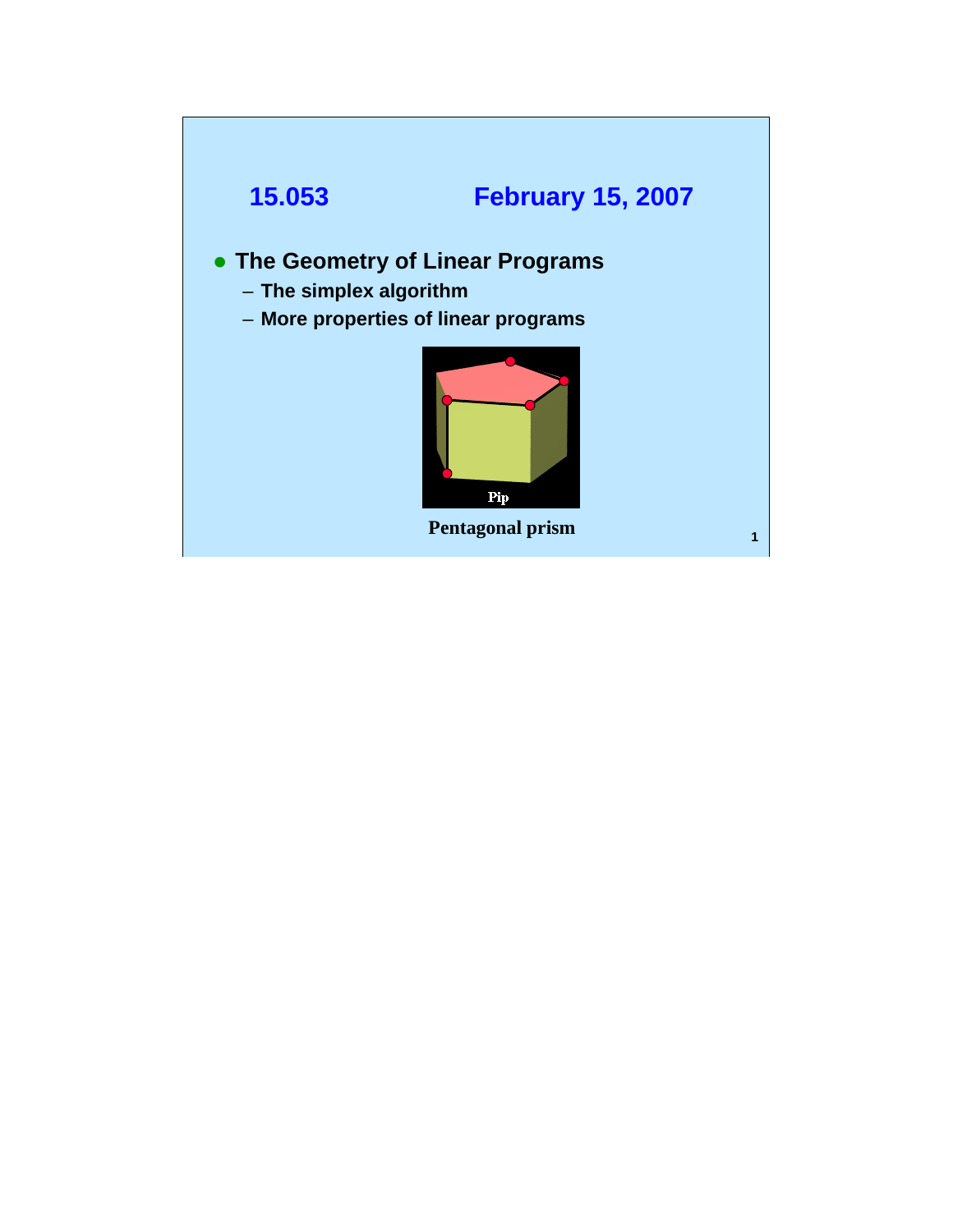# 15.053 February 15, 2007

- **The Geometry of Linear Programs**
  - **The simplex algorithm**
  - **More properties of linear programs**

Pip

**Pentagonal prism**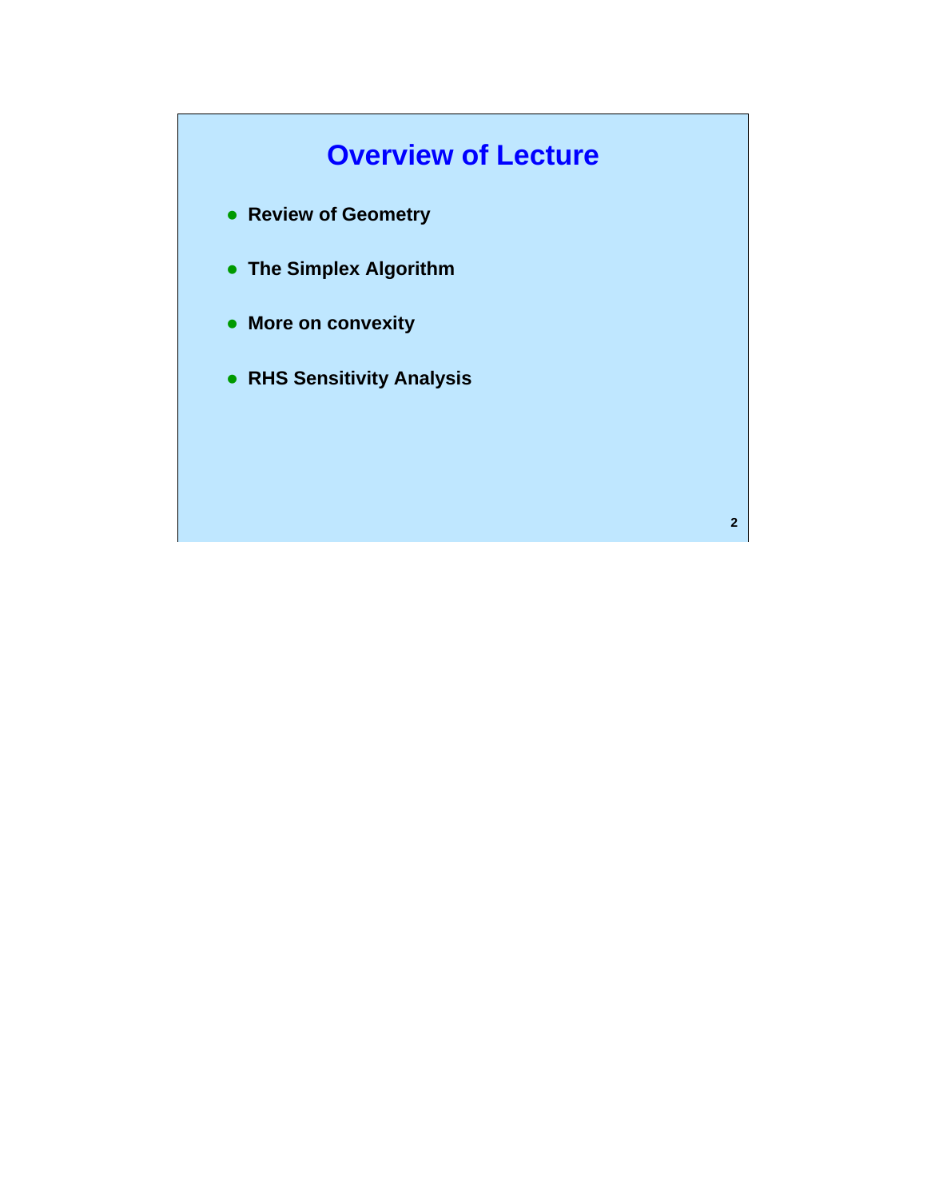# Overview of Lecture

- Review of Geometry
- The Simplex Algorithm
- More on convexity
- RHS Sensitivity Analysis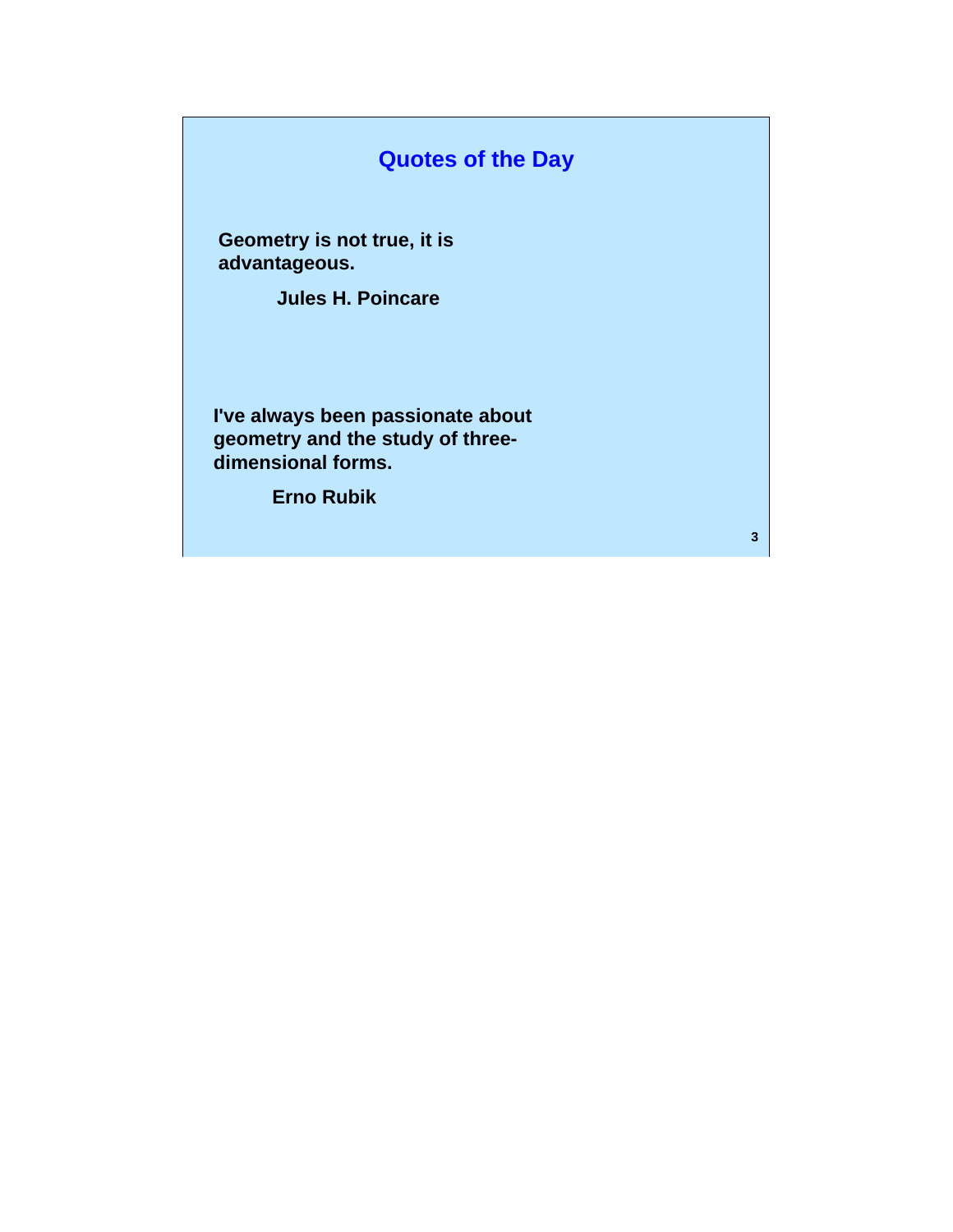# Quotes of the Day

**Geometry is not true, it is advantageous.**

**Jules H. Poincare**

**I've always been passionate about geometry and the study of three-dimensional forms.**

**Erno Rubik**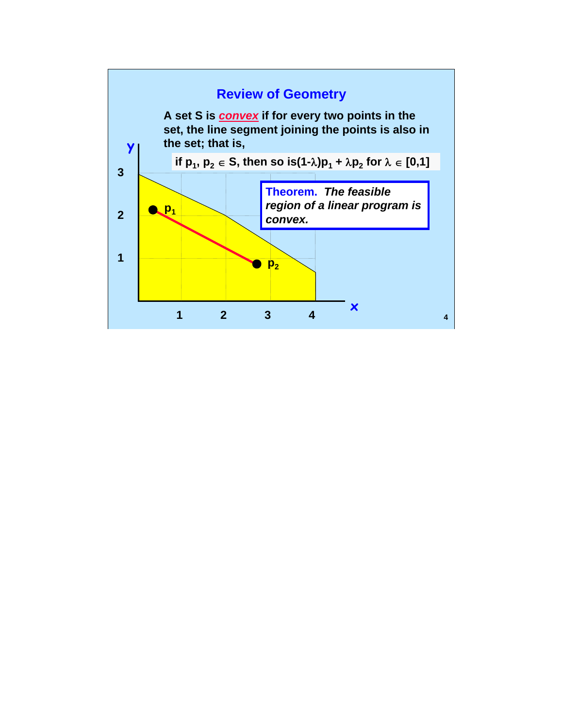# Review of Geometry

A set S is ***convex*** if for every two points in the set, the line segment joining the points is also in the set; that is,

**if $p_1, p_2 \in S$, then so is $(1-\lambda)p_1 + \lambda p_2$ for $\lambda \in [0,1]$**

**Theorem.** ***The feasible region of a linear program is convex.***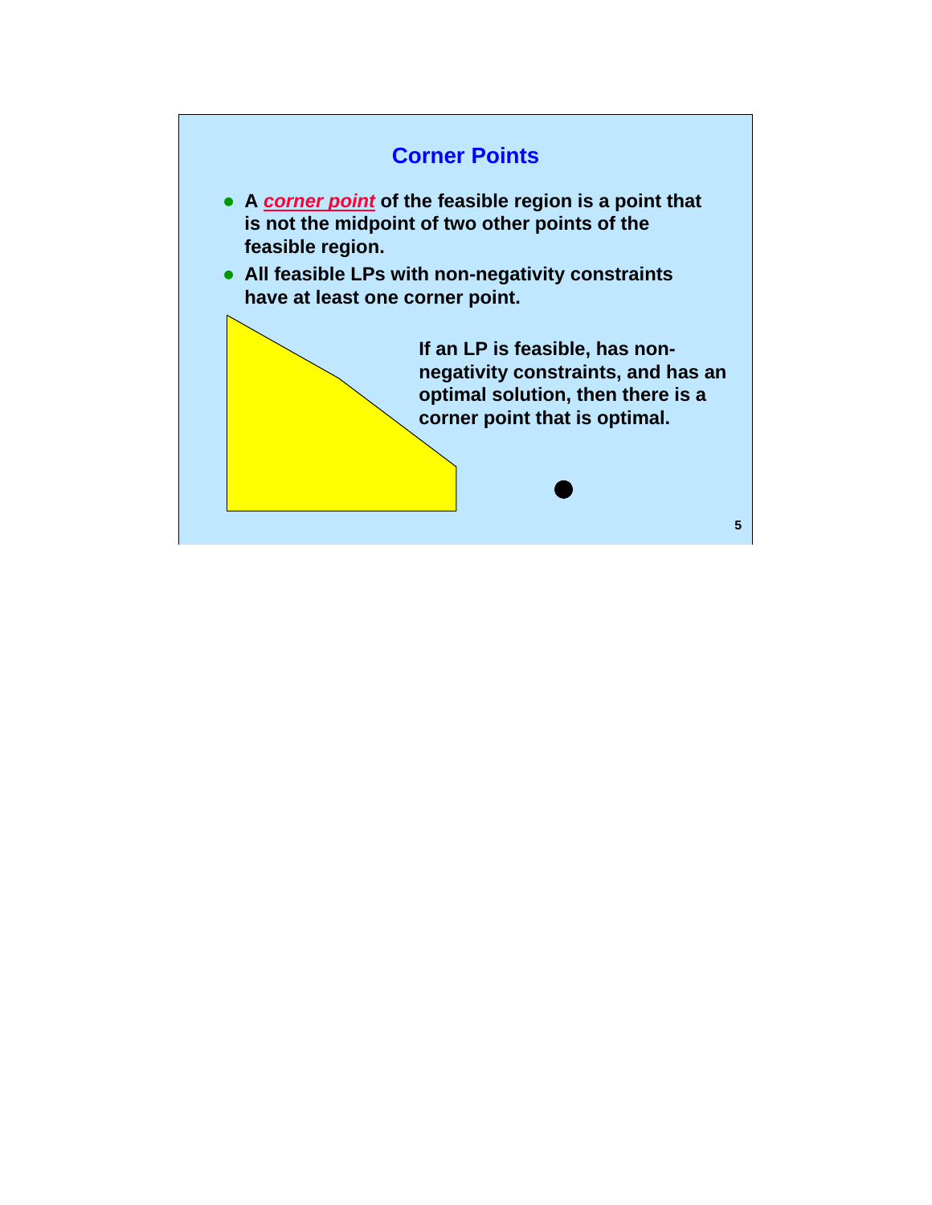## Corner Points

- A ***corner point*** of the feasible region is a point that is not the midpoint of two other points of the feasible region.
- All feasible LPs with non-negativity constraints have at least one corner point.

**If an LP is feasible, has non-negativity constraints, and has an optimal solution, then there is a corner point that is optimal.**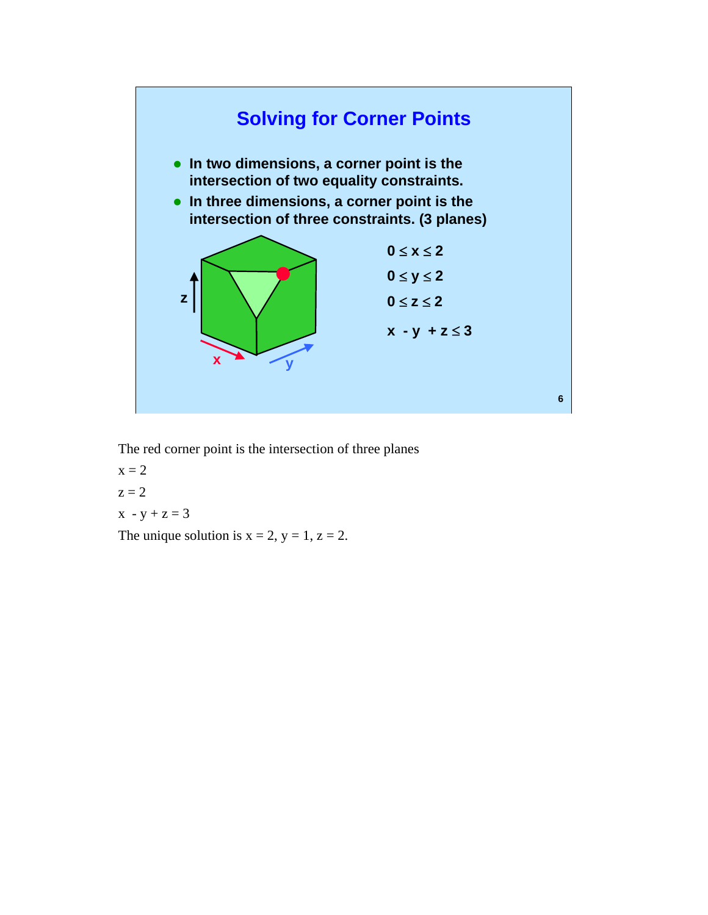## Solving for Corner Points

- **In two dimensions, a corner point is the intersection of two equality constraints.**
- **In three dimensions, a corner point is the intersection of three constraints. (3 planes)**

$$0 \le x \le 2$$

$$0 \le y \le 2$$

$$0 \le z \le 2$$

$$x - y + z \le 3$$

The red corner point is the intersection of three planes

$x = 2$

$z = 2$

$x - y + z = 3$

The unique solution is $x = 2$, $y = 1$, $z = 2$.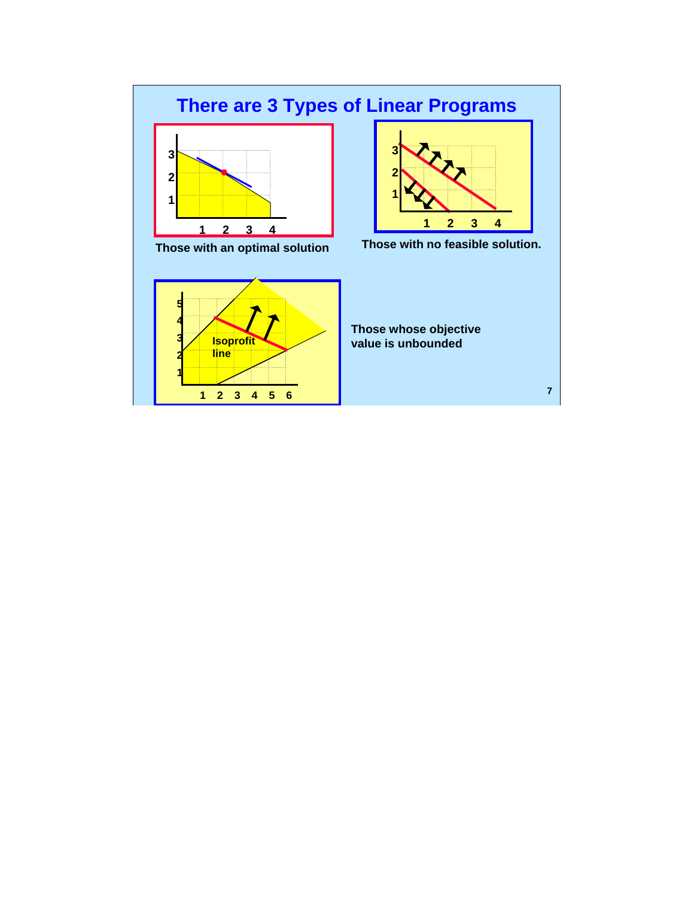# There are 3 Types of Linear Programs

Those with an optimal solution

Those with no feasible solution.

Those whose objective value is unbounded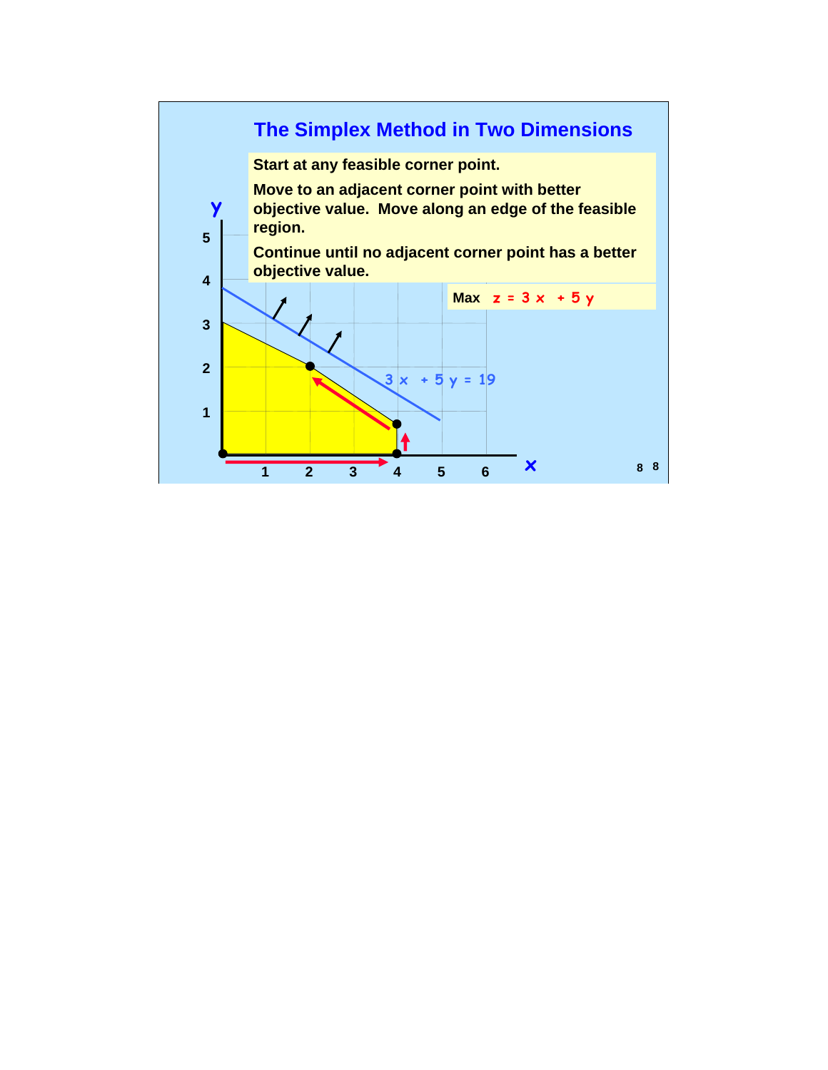# The Simplex Method in Two Dimensions

Start at any feasible corner point.

Move to an adjacent corner point with better objective value. Move along an edge of the feasible region.

Continue until no adjacent corner point has a better objective value.

Max $z = 3x + 5y$

$3x + 5y = 19$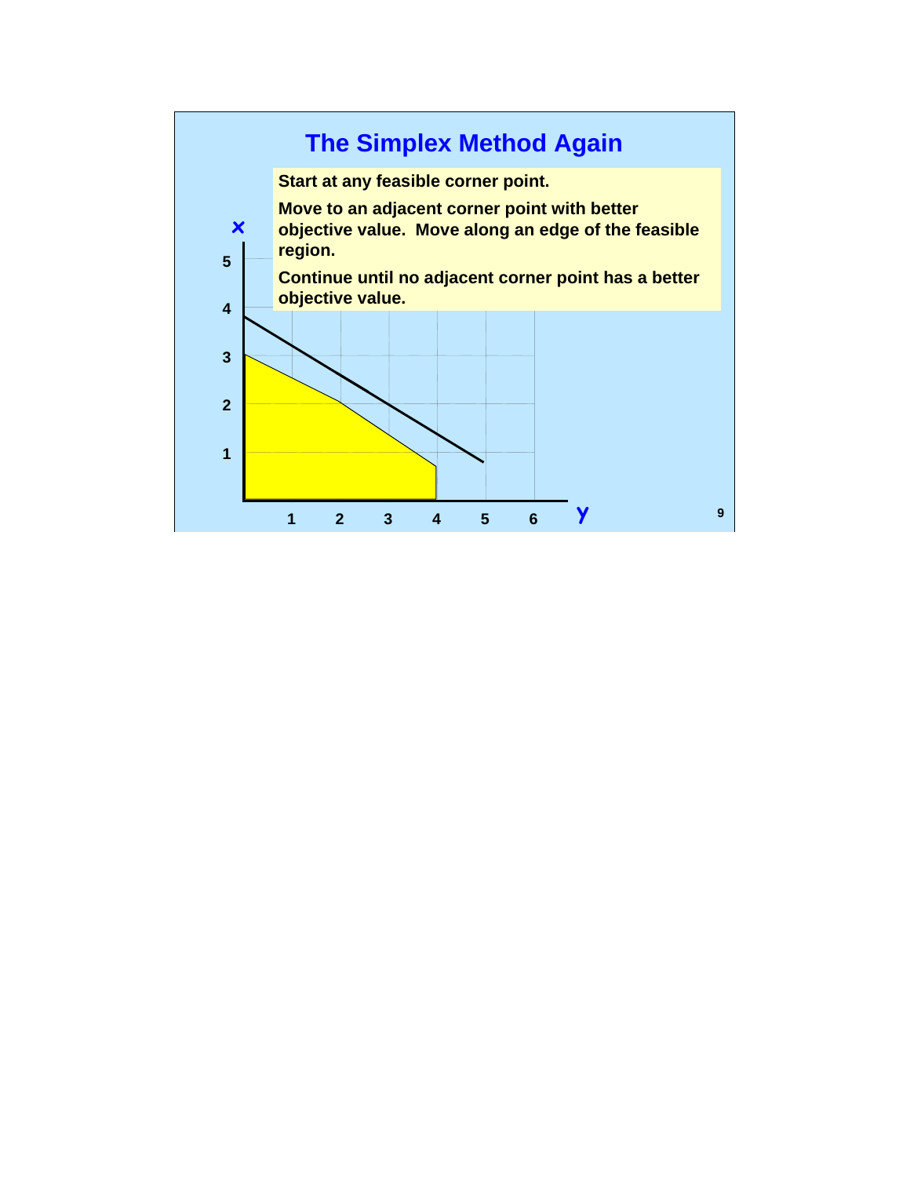# The Simplex Method Again

Start at any feasible corner point.

Move to an adjacent corner point with better objective value. Move along an edge of the feasible region.

Continue until no adjacent corner point has a better objective value.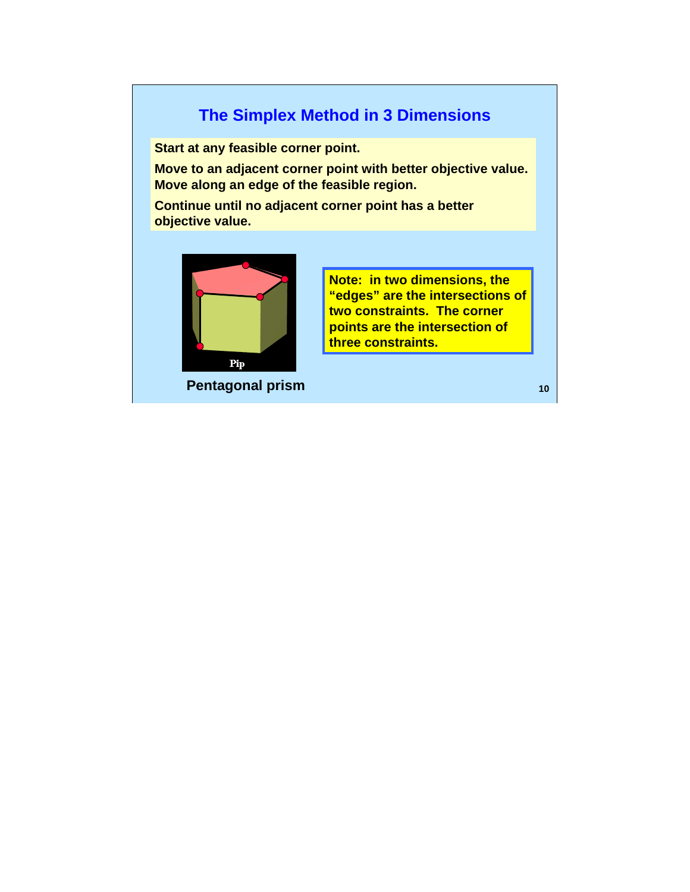# The Simplex Method in 3 Dimensions

**Start at any feasible corner point.**

**Move to an adjacent corner point with better objective value. Move along an edge of the feasible region.**

**Continue until no adjacent corner point has a better objective value.**

**Note: in two dimensions, the "edges" are the intersections of two constraints. The corner points are the intersection of three constraints.**

**Pentagonal prism**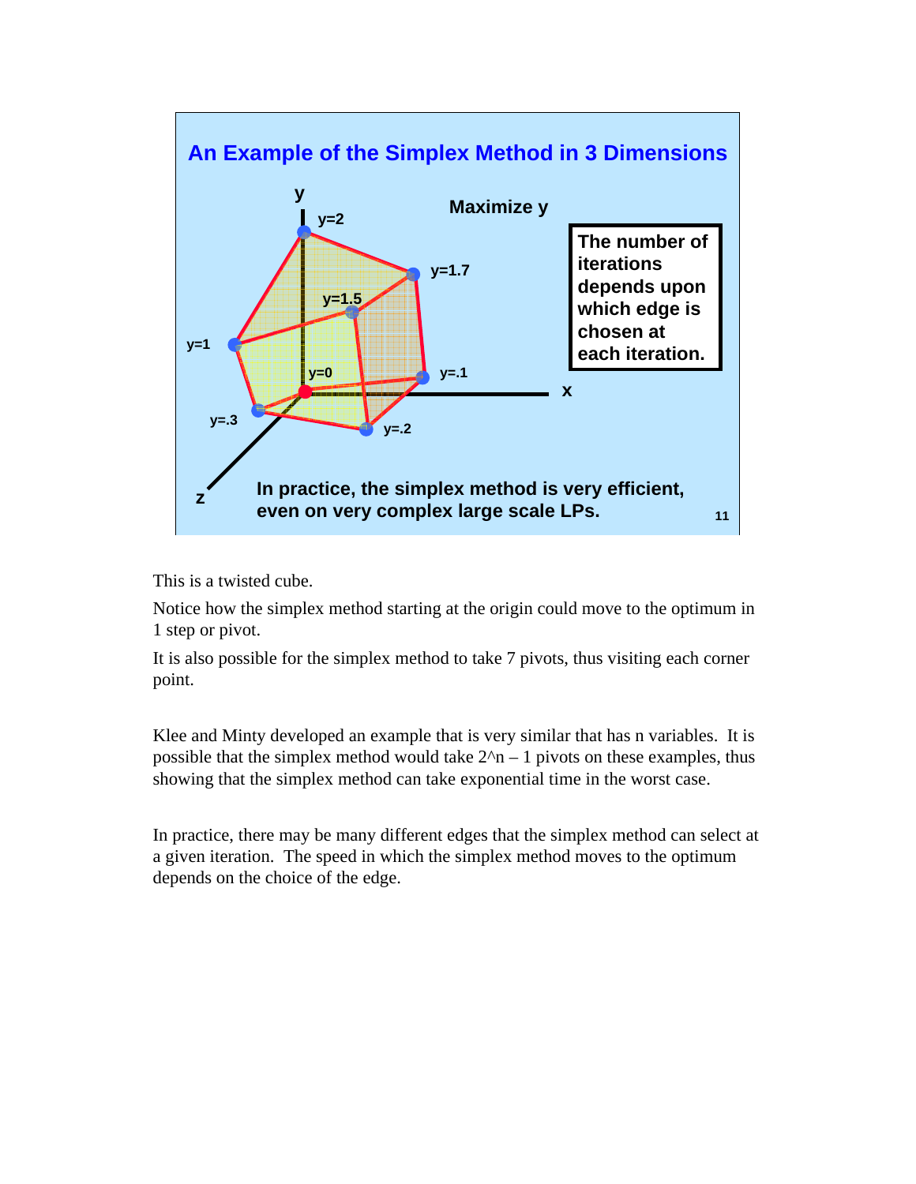## An Example of the Simplex Method in 3 Dimensions

Maximize y

The number of iterations depends upon which edge is chosen at each iteration.

In practice, the simplex method is very efficient, even on very complex large scale LPs.

This is a twisted cube.

Notice how the simplex method starting at the origin could move to the optimum in 1 step or pivot.

It is also possible for the simplex method to take 7 pivots, thus visiting each corner point.

Klee and Minty developed an example that is very similar that has n variables. It is possible that the simplex method would take $2^n – 1$ pivots on these examples, thus showing that the simplex method can take exponential time in the worst case.

In practice, there may be many different edges that the simplex method can select at a given iteration. The speed in which the simplex method moves to the optimum depends on the choice of the edge.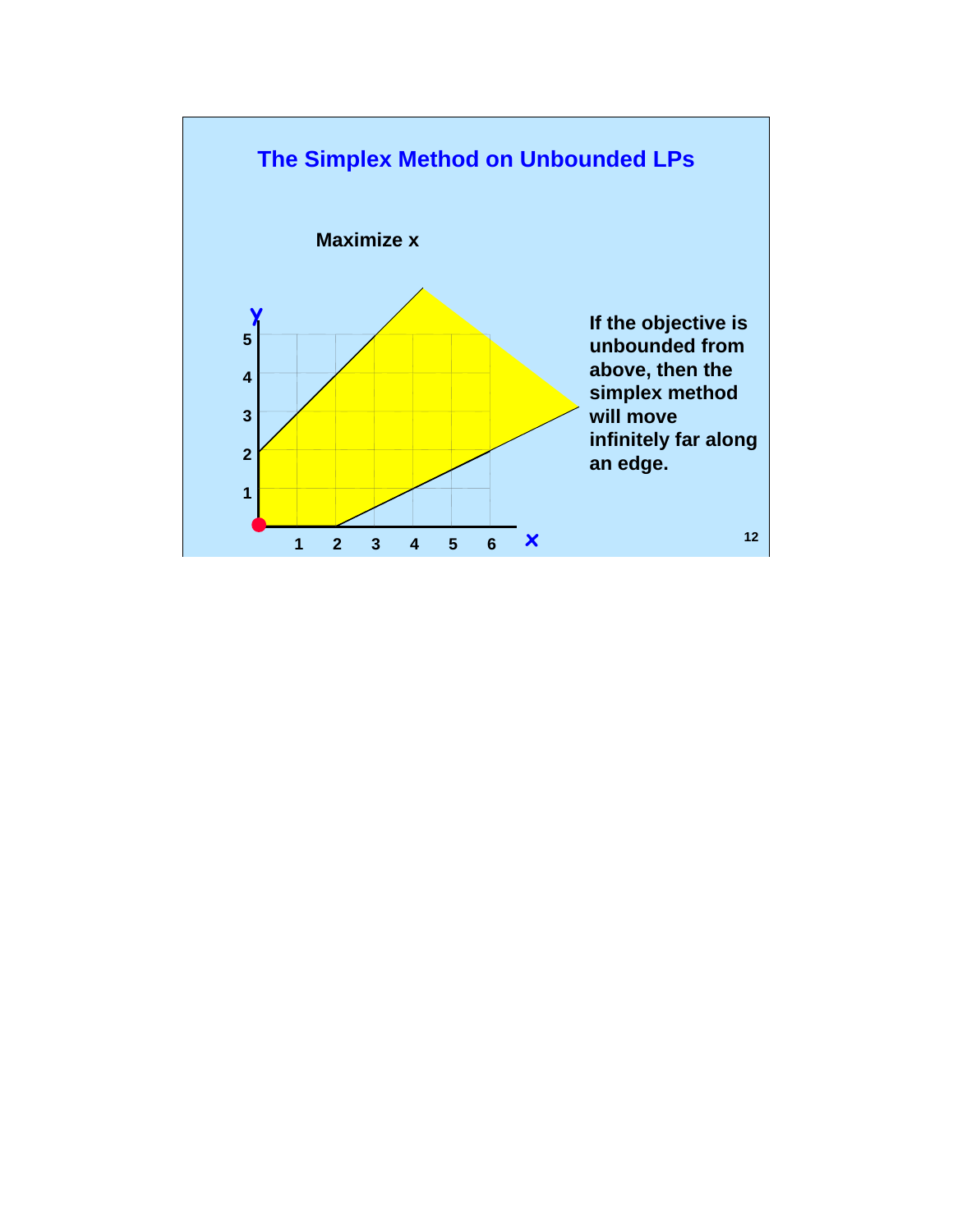## The Simplex Method on Unbounded LPs

**Maximize x**

**If the objective is unbounded from above, then the simplex method will move infinitely far along an edge.**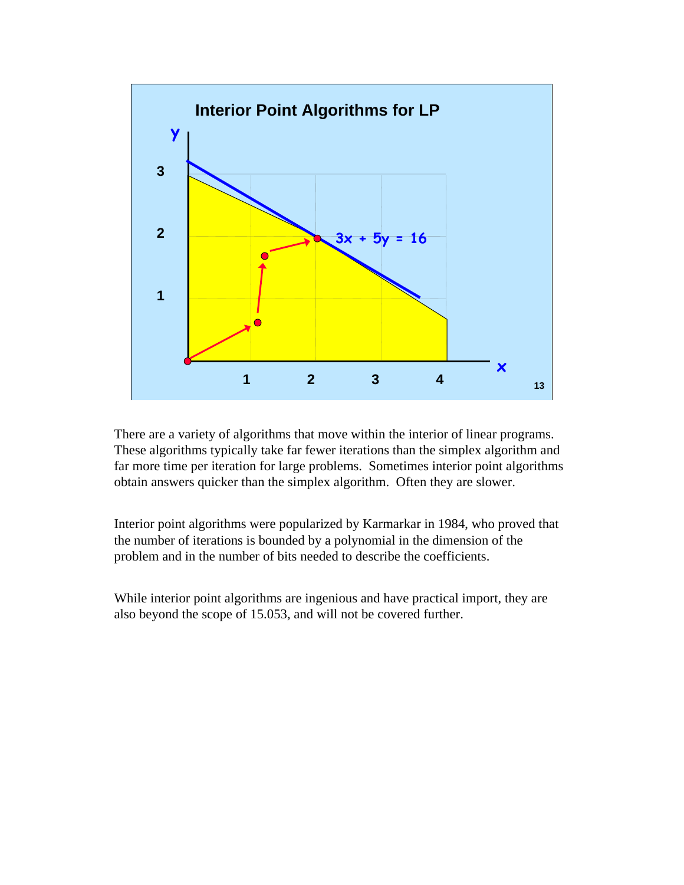## Interior Point Algorithms for LP

There are a variety of algorithms that move within the interior of linear programs. These algorithms typically take far fewer iterations than the simplex algorithm and far more time per iteration for large problems. Sometimes interior point algorithms obtain answers quicker than the simplex algorithm. Often they are slower.

Interior point algorithms were popularized by Karmarkar in 1984, who proved that the number of iterations is bounded by a polynomial in the dimension of the problem and in the number of bits needed to describe the coefficients.

While interior point algorithms are ingenious and have practical import, they are also beyond the scope of 15.053, and will not be covered further.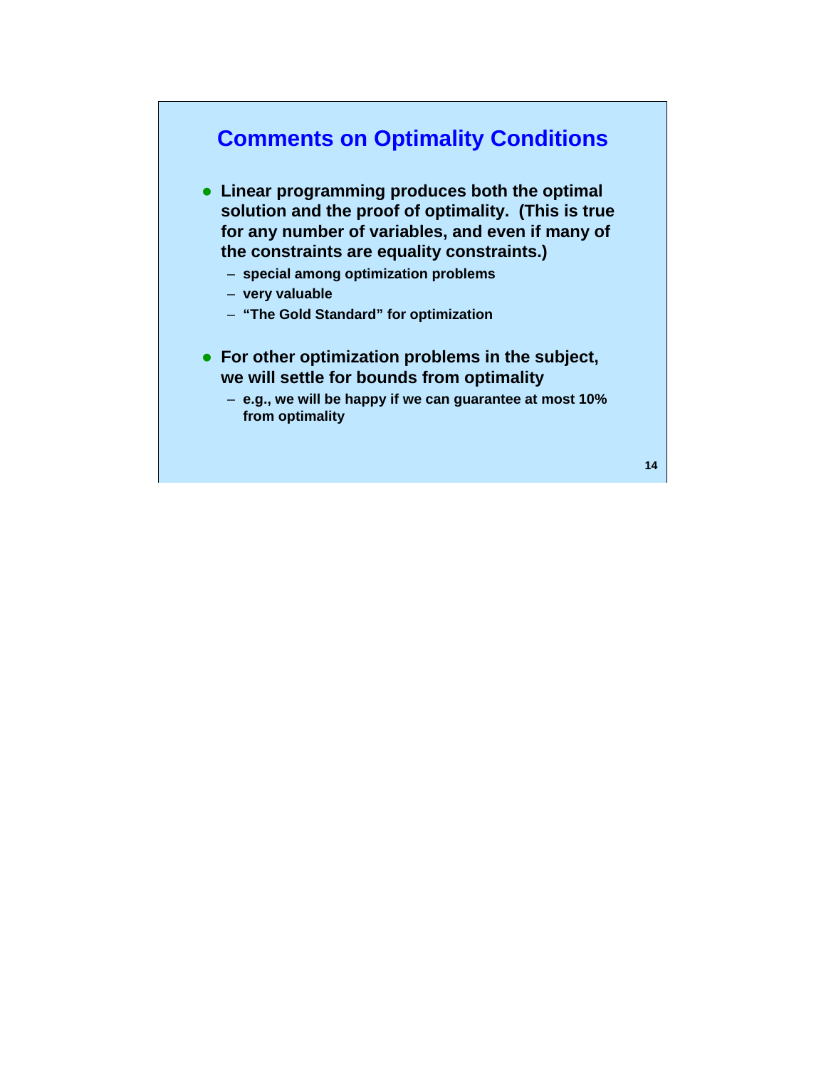# Comments on Optimality Conditions

- **Linear programming produces both the optimal solution and the proof of optimality. (This is true for any number of variables, and even if many of the constraints are equality constraints.)**
  - **special among optimization problems**
  - **very valuable**
  - **"The Gold Standard" for optimization**

- **For other optimization problems in the subject, we will settle for bounds from optimality**
  - **e.g., we will be happy if we can guarantee at most 10% from optimality**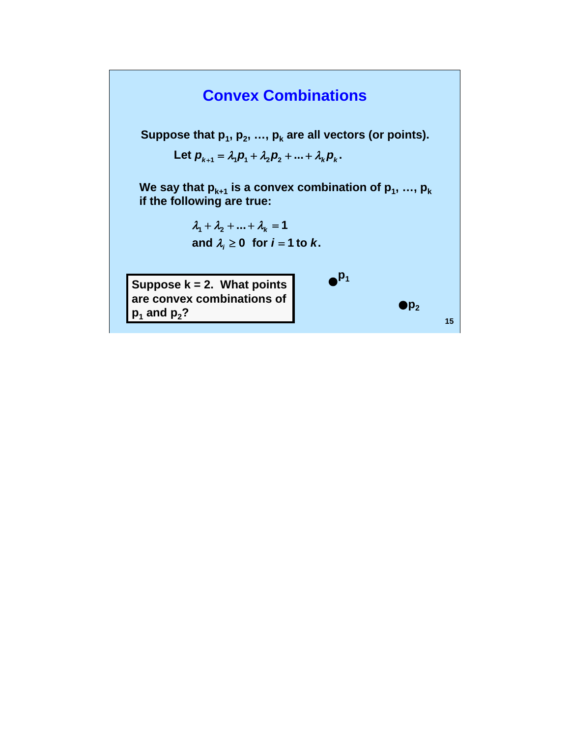# Convex Combinations

**Suppose that $p_1$, $p_2$, …, $p_k$ are all vectors (or points).**

**Let $p_{k+1} = \lambda_1 p_1 + \lambda_2 p_2 + ... + \lambda_k p_k$.**

**We say that $p_{k+1}$ is a convex combination of $p_1$, …, $p_k$ if the following are true:**

$$\lambda_1 + \lambda_2 + ... + \lambda_k = 1$$

$$\text{and } \lambda_i \geq 0 \text{ for } i = 1 \text{ to } k.$$

**Suppose k = 2. What points are convex combinations of $p_1$ and $p_2$?**

$p_1$

$p_2$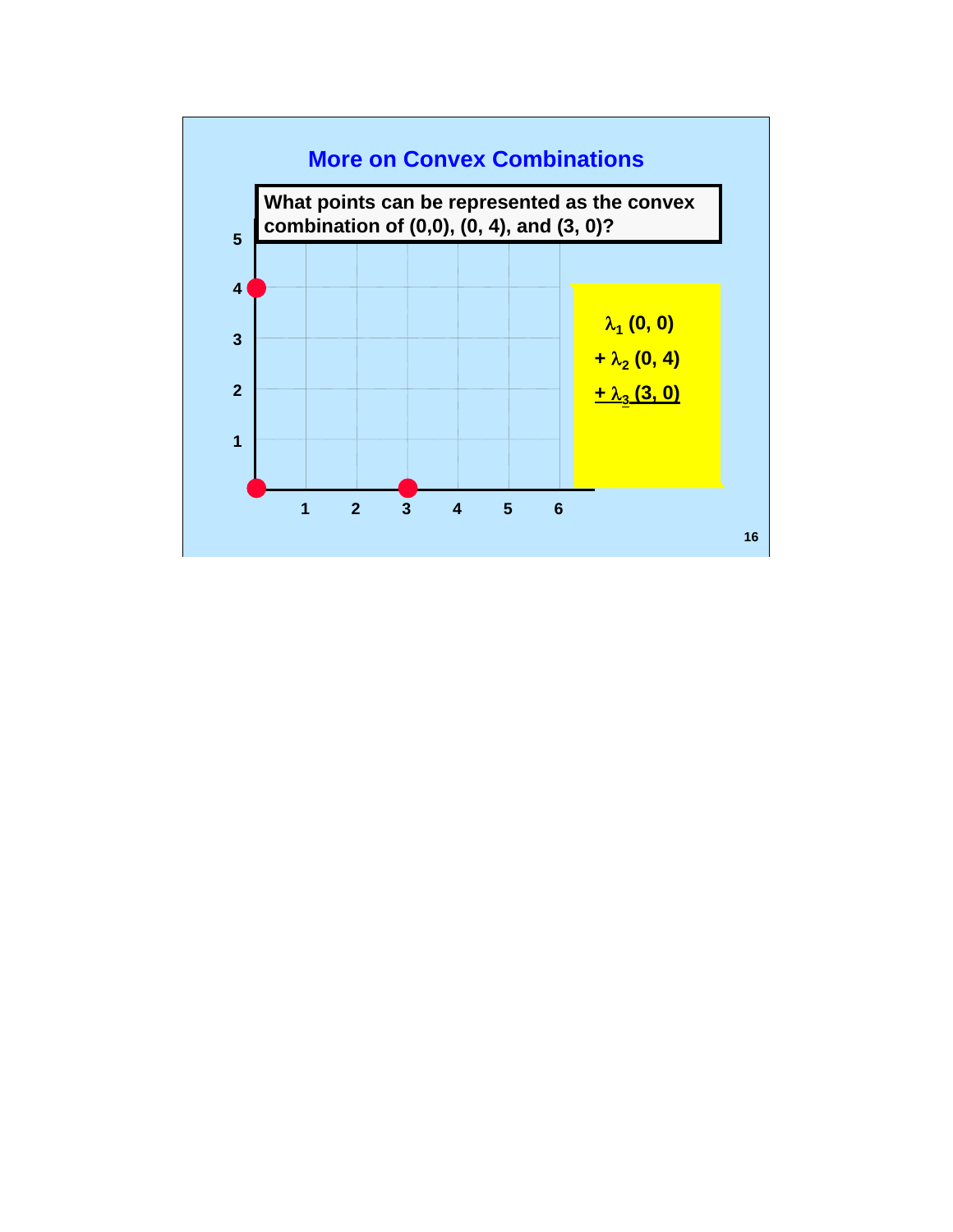## More on Convex Combinations

**What points can be represented as the convex combination of (0,0), (0, 4), and (3, 0)?**

$$\lambda_1 (0, 0) + \lambda_2 (0, 4) + \lambda_3 (3, 0)$$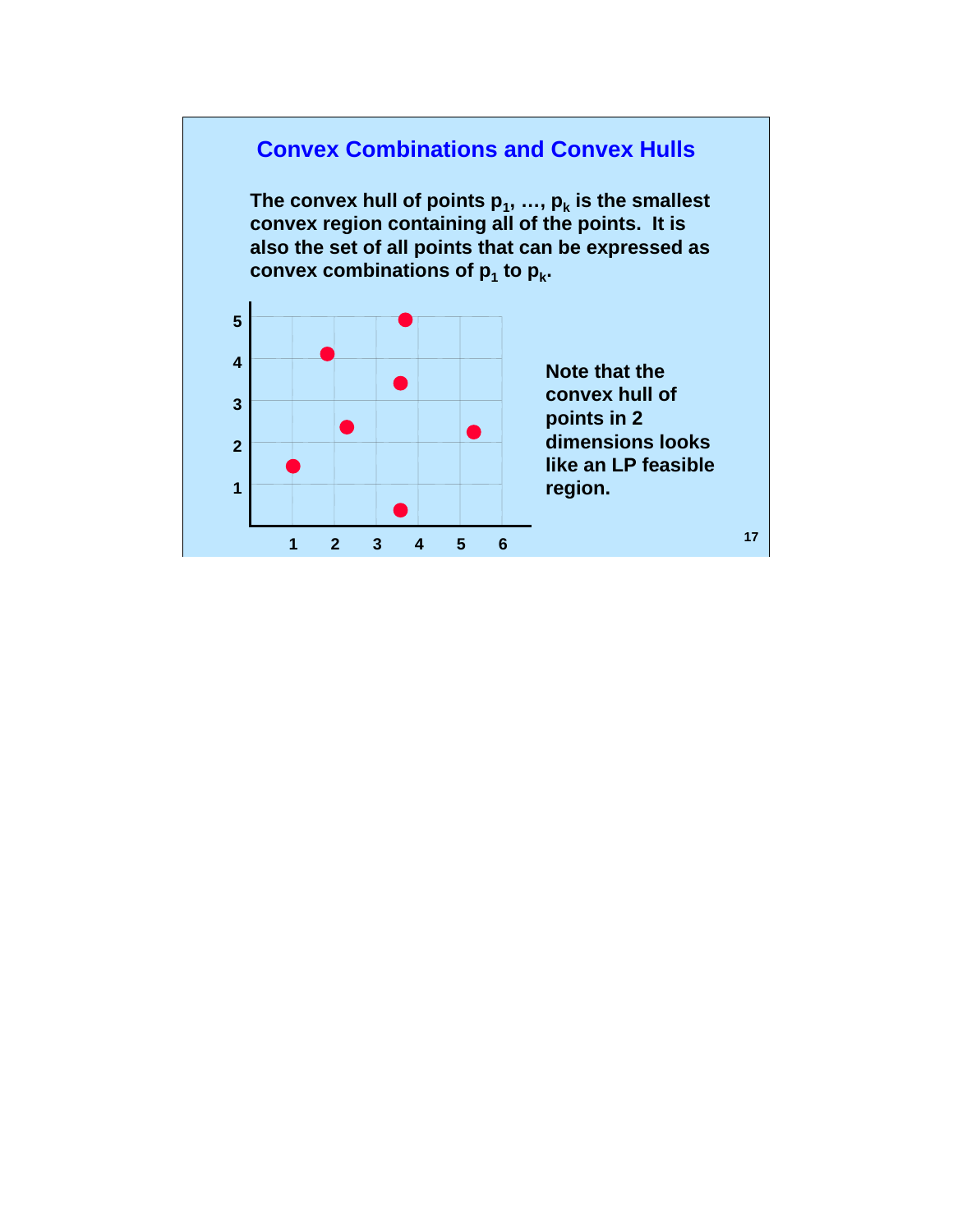## Convex Combinations and Convex Hulls

**The convex hull of points $p_1$, …, $p_k$ is the smallest convex region containing all of the points. It is also the set of all points that can be expressed as convex combinations of $p_1$ to $p_k$.**

**Note that the convex hull of points in 2 dimensions looks like an LP feasible region.**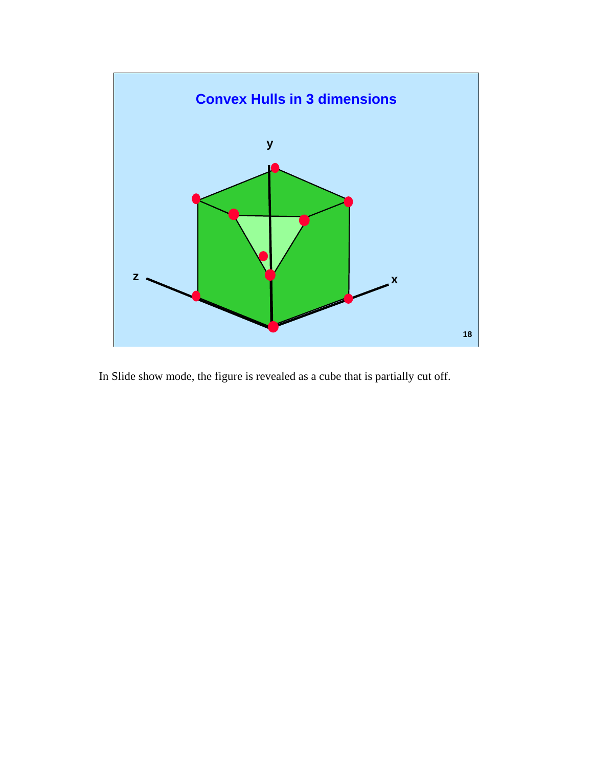## Convex Hulls in 3 dimensions

y

z

x

In Slide show mode, the figure is revealed as a cube that is partially cut off.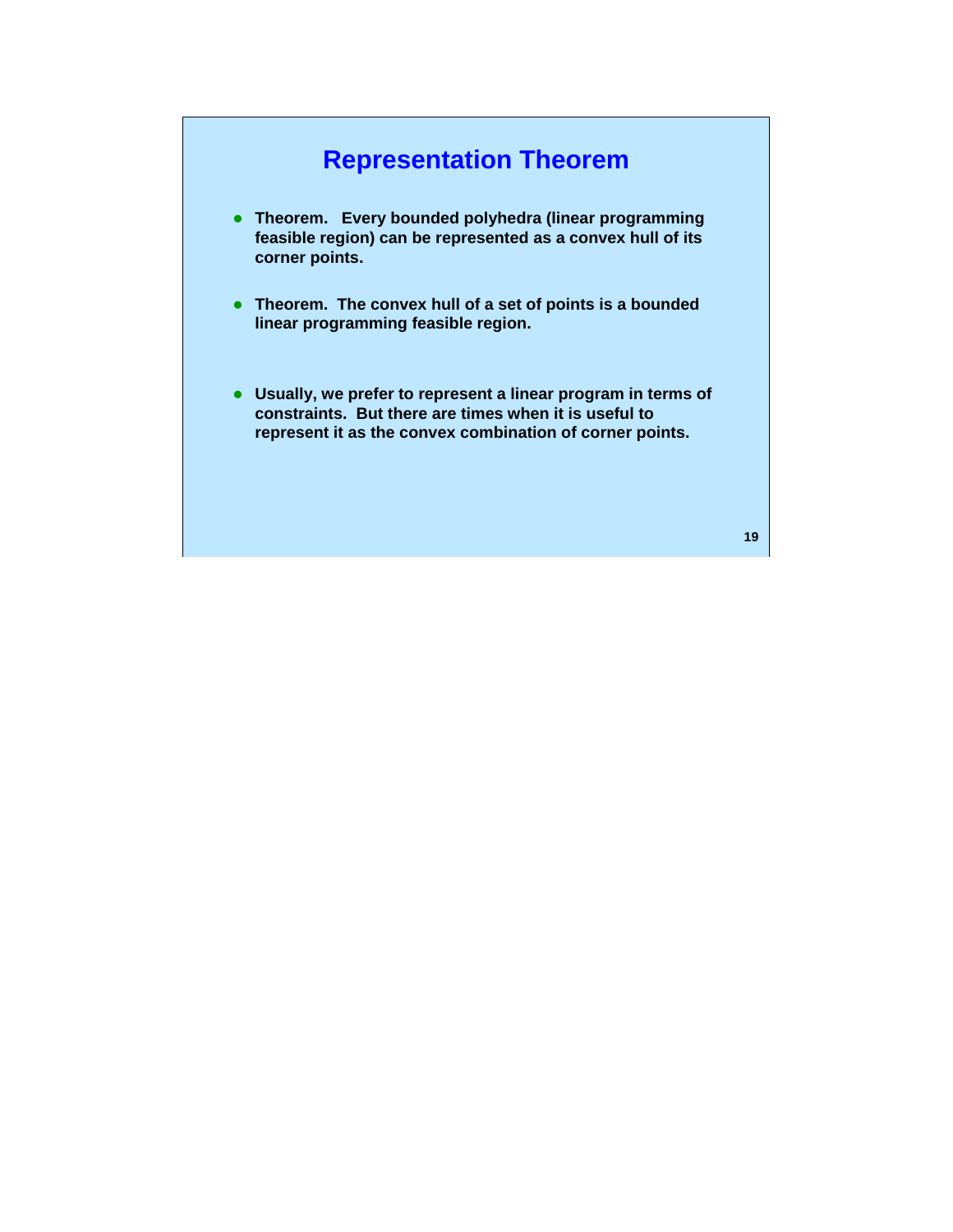# Representation Theorem

- **Theorem. Every bounded polyhedra (linear programming feasible region) can be represented as a convex hull of its corner points.**
- **Theorem. The convex hull of a set of points is a bounded linear programming feasible region.**
- **Usually, we prefer to represent a linear program in terms of constraints. But there are times when it is useful to represent it as the convex combination of corner points.**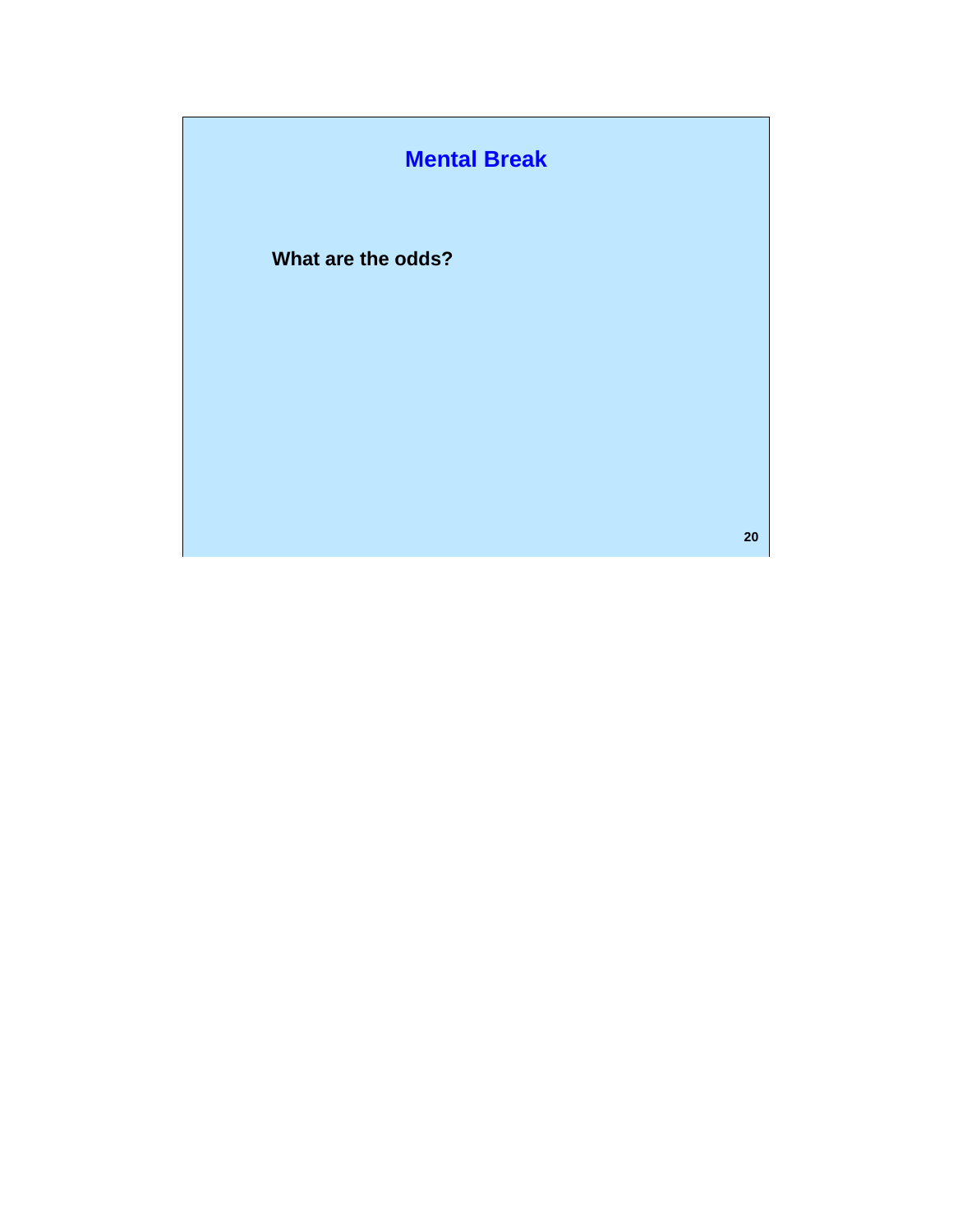# Mental Break

**What are the odds?**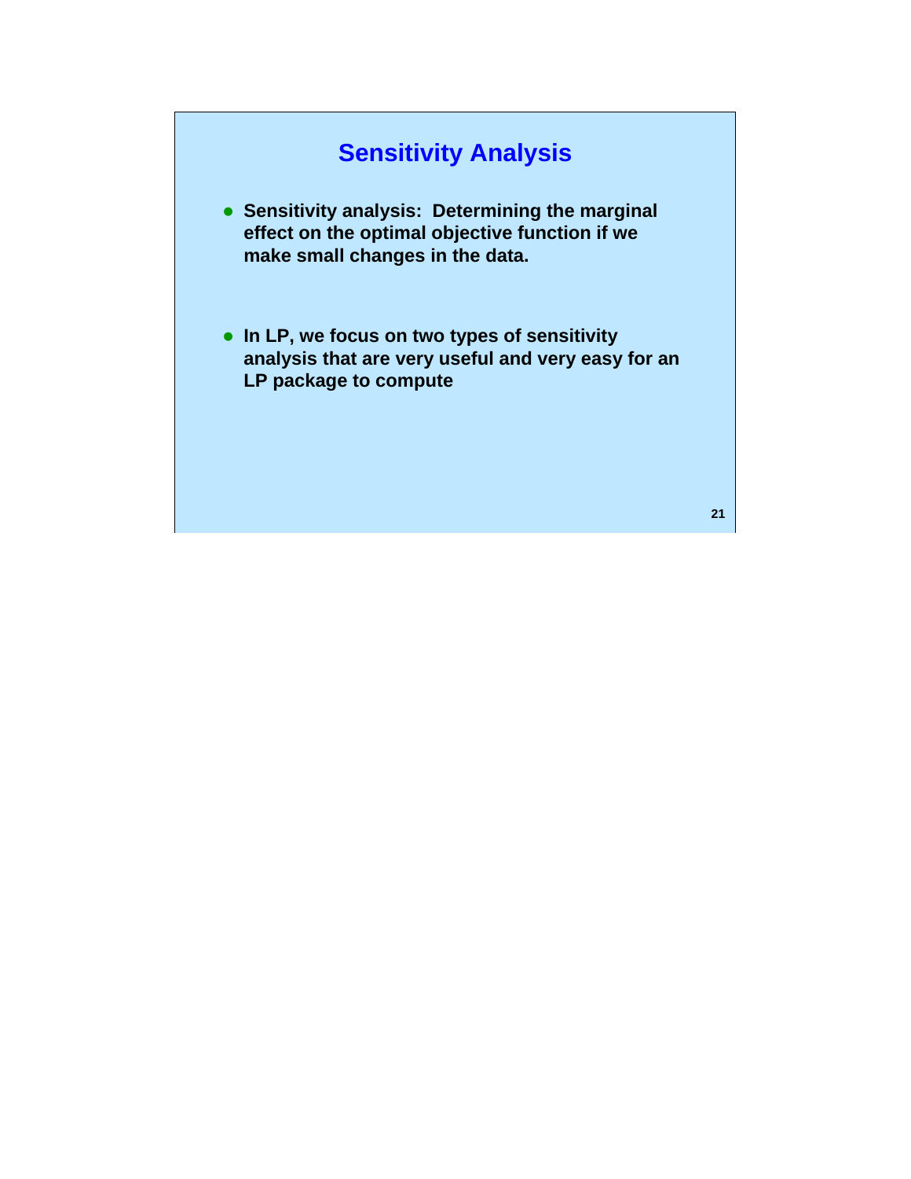# Sensitivity Analysis

- **Sensitivity analysis: Determining the marginal effect on the optimal objective function if we make small changes in the data.**

- **In LP, we focus on two types of sensitivity analysis that are very useful and very easy for an LP package to compute**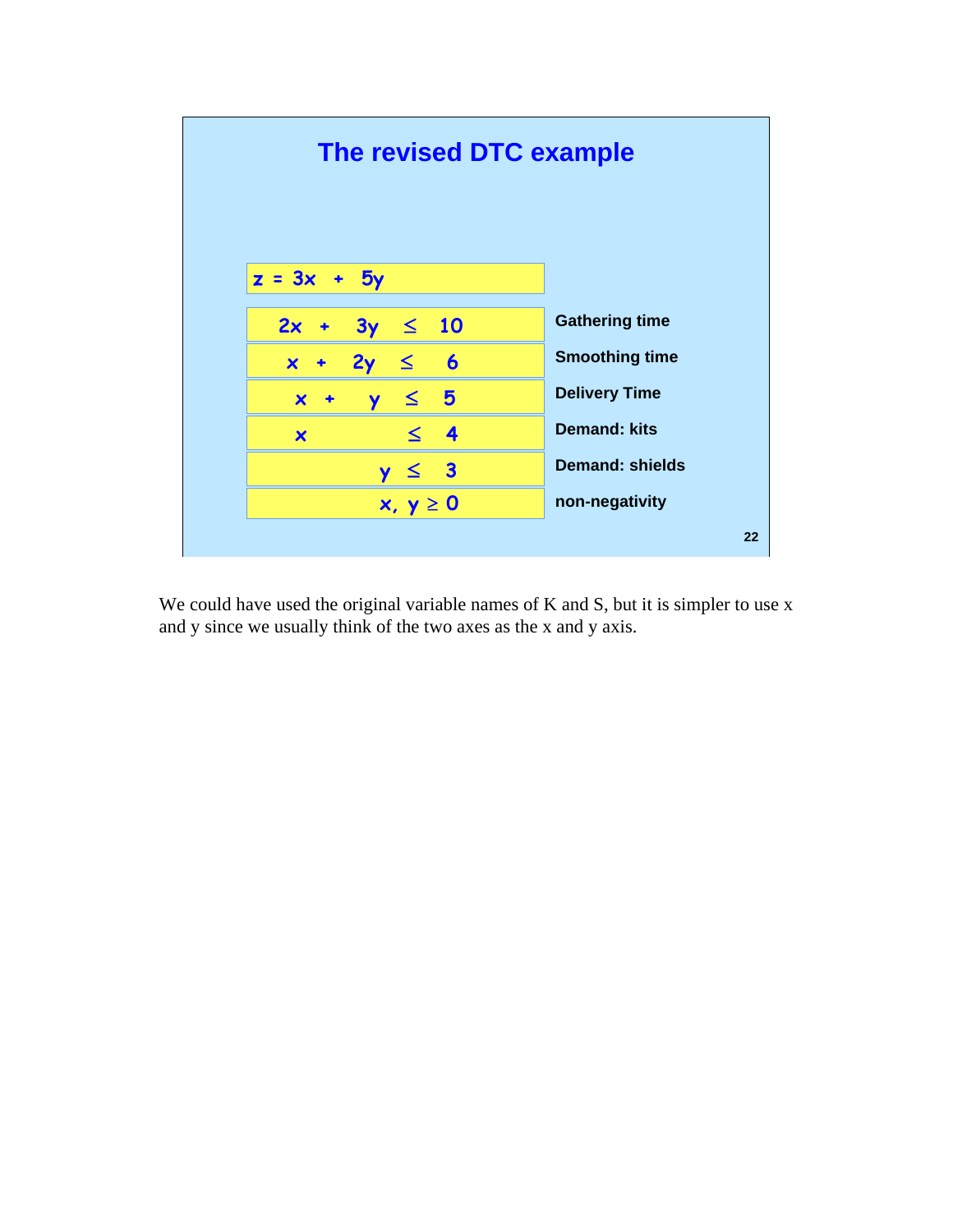## The revised DTC example

| | |
|---|---|
| $z = 3x + 5y$ | |
| $2x + 3y \leq 10$ | Gathering time |
| $x + 2y \leq 6$ | Smoothing time |
| $x + y \leq 5$ | Delivery Time |
| $x \leq 4$ | Demand: kits |
| $y \leq 3$ | Demand: shields |
| $x, y \geq 0$ | non-negativity |

We could have used the original variable names of K and S, but it is simpler to use x and y since we usually think of the two axes as the x and y axis.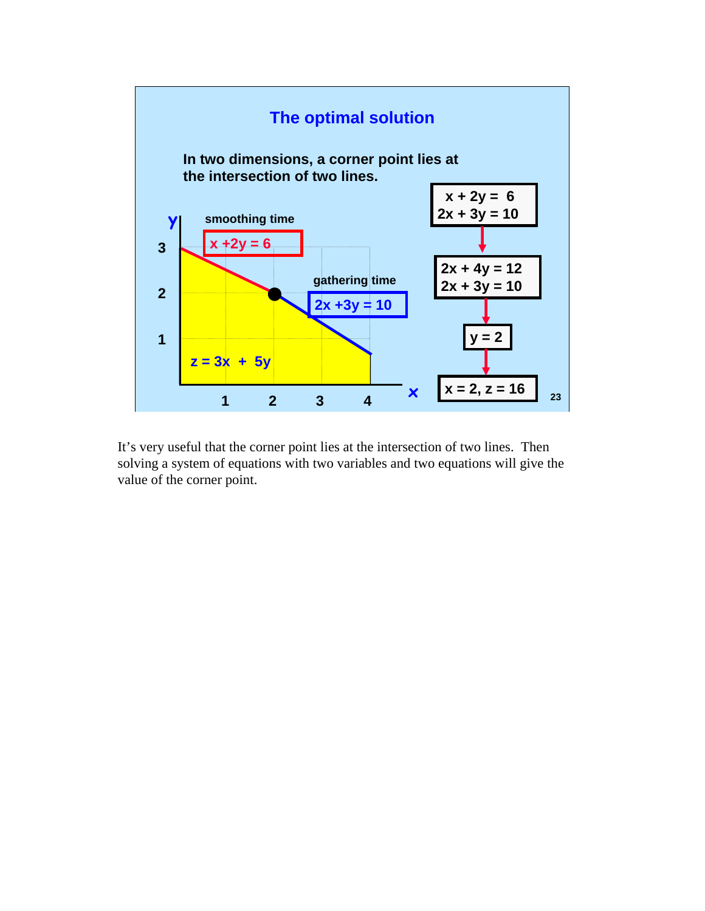## The optimal solution

**In two dimensions, a corner point lies at the intersection of two lines.**

smoothing time: $x + 2y = 6$

gathering time: $2x + 3y = 10$

$z = 3x + 5y$

$$x + 2y = 6$$
$$2x + 3y = 10$$

$$2x + 4y = 12$$
$$2x + 3y = 10$$

$$y = 2$$

$$x = 2,\ z = 16$$

It's very useful that the corner point lies at the intersection of two lines. Then solving a system of equations with two variables and two equations will give the value of the corner point.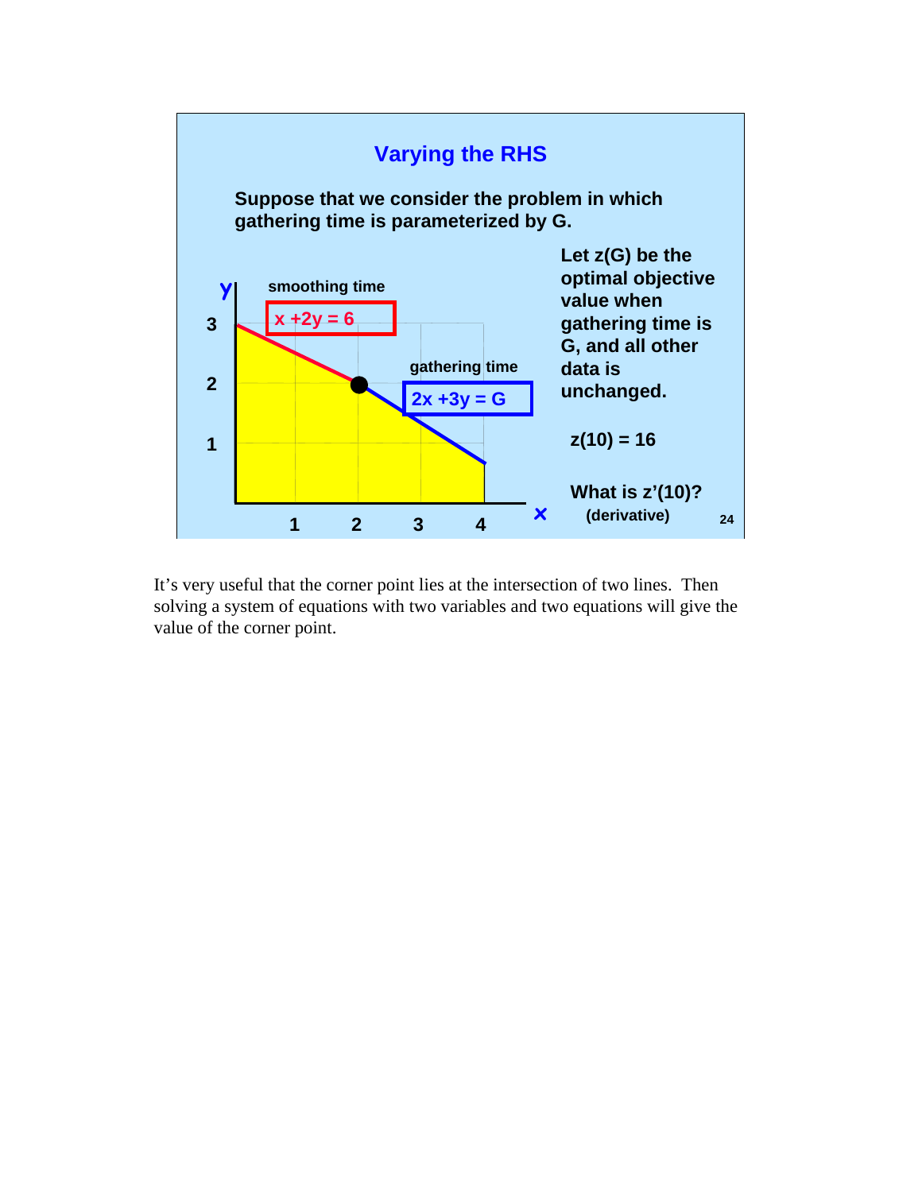## Varying the RHS

**Suppose that we consider the problem in which gathering time is parameterized by G.**

smoothing time

$x + 2y = 6$

gathering time

$2x + 3y = G$

**Let z(G) be the optimal objective value when gathering time is G, and all other data is unchanged.**

**$z(10) = 16$**

**What is $z'(10)$?**
(derivative)

It's very useful that the corner point lies at the intersection of two lines. Then solving a system of equations with two variables and two equations will give the value of the corner point.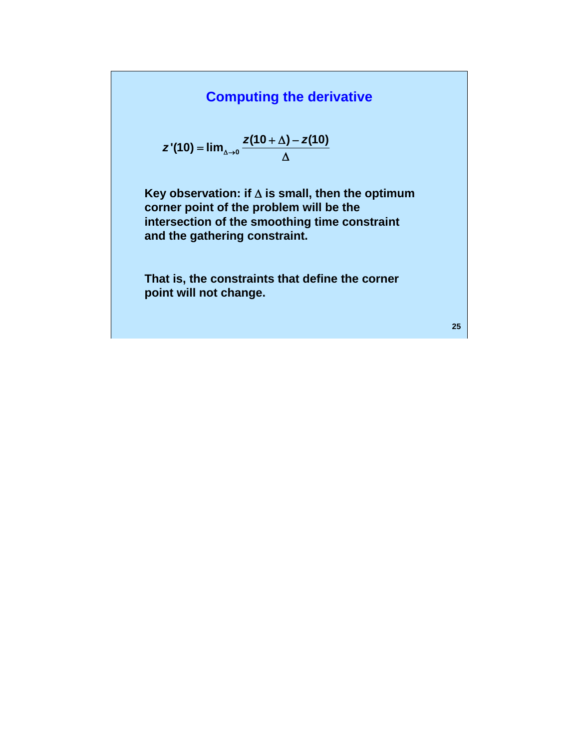## Computing the derivative

$$z'(10) = \lim_{\Delta \to 0} \frac{z(10+\Delta) - z(10)}{\Delta}$$

**Key observation: if $\Delta$ is small, then the optimum corner point of the problem will be the intersection of the smoothing time constraint and the gathering constraint.**

**That is, the constraints that define the corner point will not change.**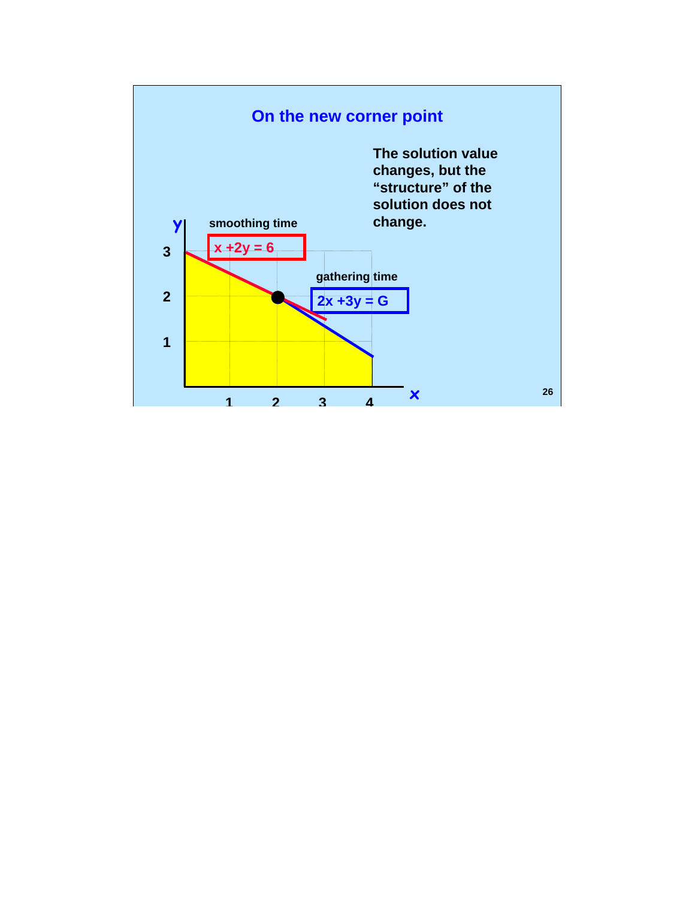## On the new corner point

The solution value changes, but the “structure” of the solution does not change.

smoothing time

$x + 2y = 6$

gathering time

$2x + 3y = G$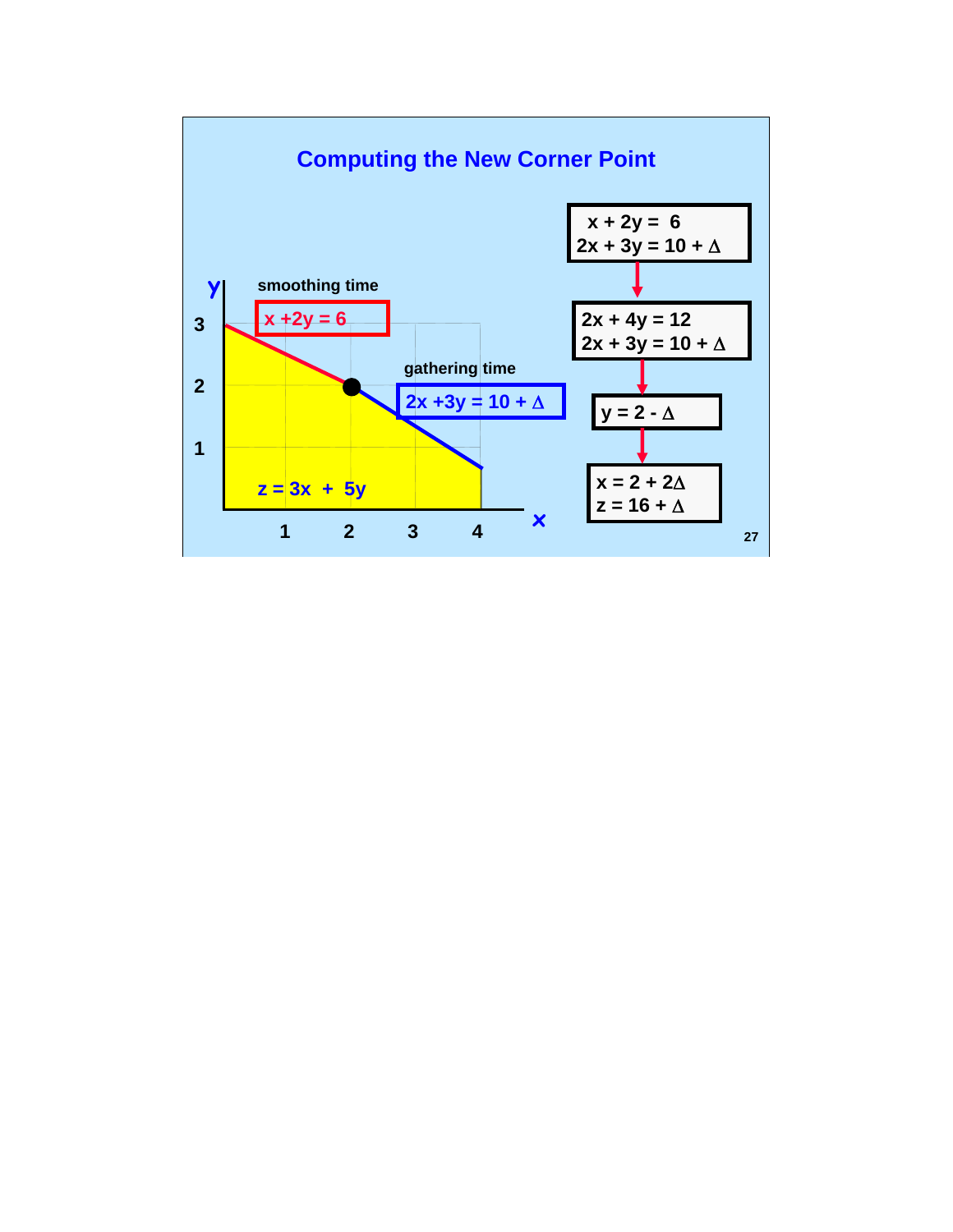# Computing the New Corner Point

smoothing time

$x + 2y = 6$

gathering time

$2x + 3y = 10 + \Delta$

$z = 3x + 5y$

$$x + 2y = 6$$
$$2x + 3y = 10 + \Delta$$

↓

$$2x + 4y = 12$$
$$2x + 3y = 10 + \Delta$$

↓

$$y = 2 - \Delta$$

↓

$$x = 2 + 2\Delta$$
$$z = 16 + \Delta$$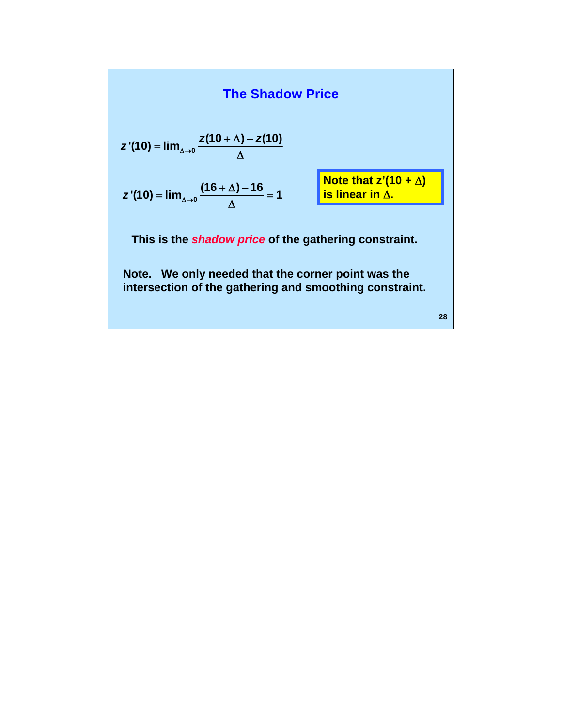# The Shadow Price

$$z'(10) = \lim_{\Delta \to 0} \frac{z(10+\Delta) - z(10)}{\Delta}$$

$$z'(10) = \lim_{\Delta \to 0} \frac{(16+\Delta) - 16}{\Delta} = 1$$

**Note that $z'(10 + \Delta)$ is linear in $\Delta$.**

**This is the *shadow price* of the gathering constraint.**

**Note. We only needed that the corner point was the intersection of the gathering and smoothing constraint.**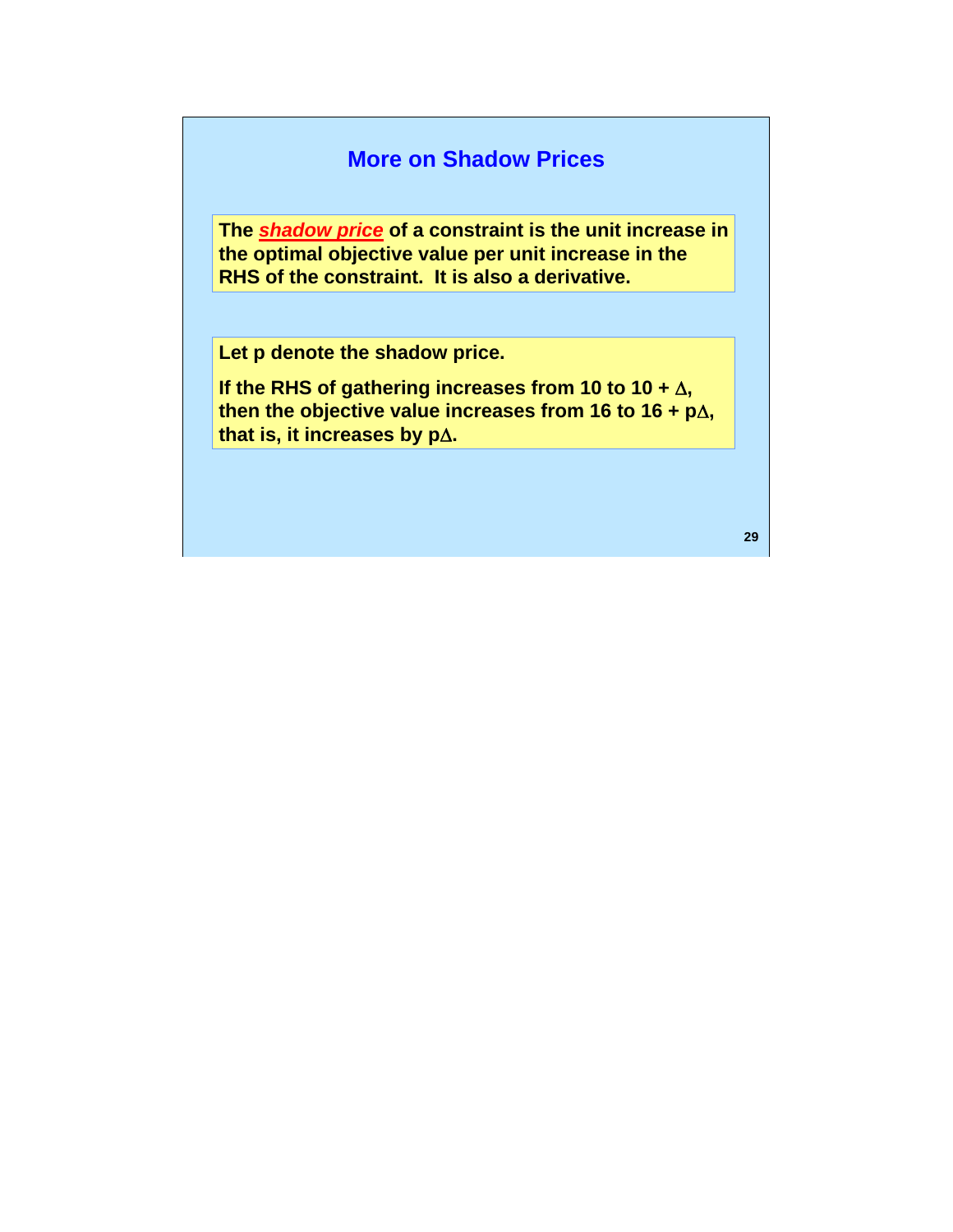# More on Shadow Prices

**The *shadow price* of a constraint is the unit increase in the optimal objective value per unit increase in the RHS of the constraint. It is also a derivative.**

**Let p denote the shadow price.**

**If the RHS of gathering increases from 10 to 10 + $\Delta$, then the objective value increases from 16 to 16 + $p\Delta$, that is, it increases by $p\Delta$.**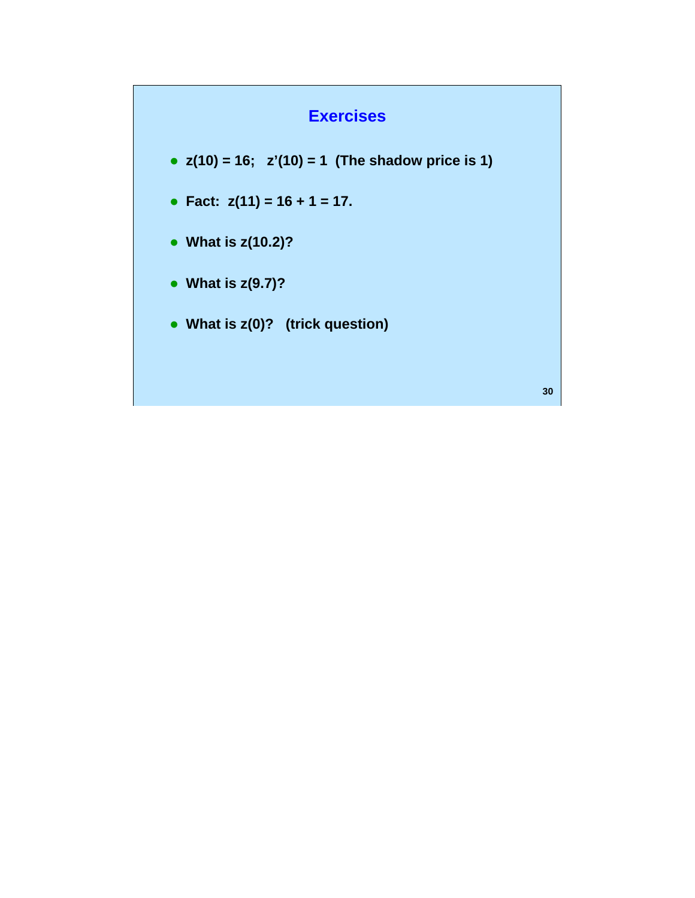## Exercises

- $z(10) = 16$; $z'(10) = 1$ **(The shadow price is 1)**
- **Fact:** $z(11) = 16 + 1 = 17$.
- **What is** $z(10.2)$?
- **What is** $z(9.7)$?
- **What is** $z(0)$? **(trick question)**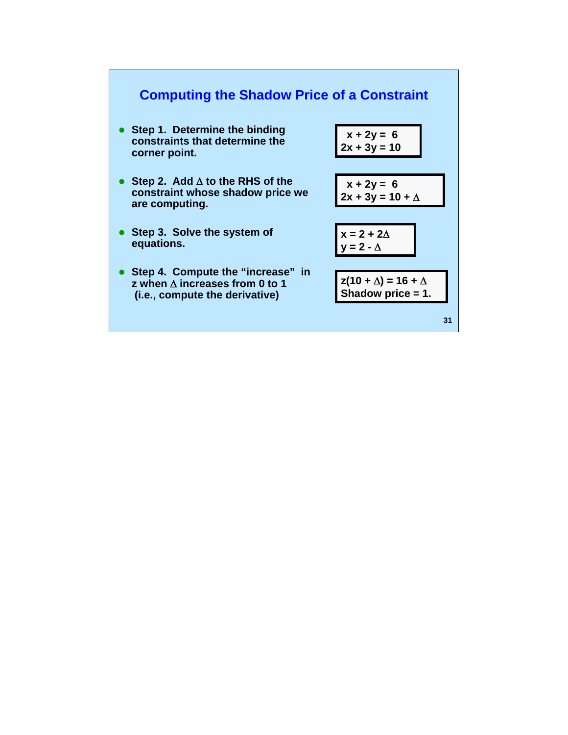## Computing the Shadow Price of a Constraint

- **Step 1. Determine the binding constraints that determine the corner point.**

$$x + 2y = 6$$
$$2x + 3y = 10$$

- **Step 2. Add $\Delta$ to the RHS of the constraint whose shadow price we are computing.**

$$x + 2y = 6$$
$$2x + 3y = 10 + \Delta$$

- **Step 3. Solve the system of equations.**

$$x = 2 + 2\Delta$$
$$y = 2 - \Delta$$

- **Step 4. Compute the "increase" in z when $\Delta$ increases from 0 to 1 (i.e., compute the derivative)**

$$z(10 + \Delta) = 16 + \Delta$$

**Shadow price = 1.**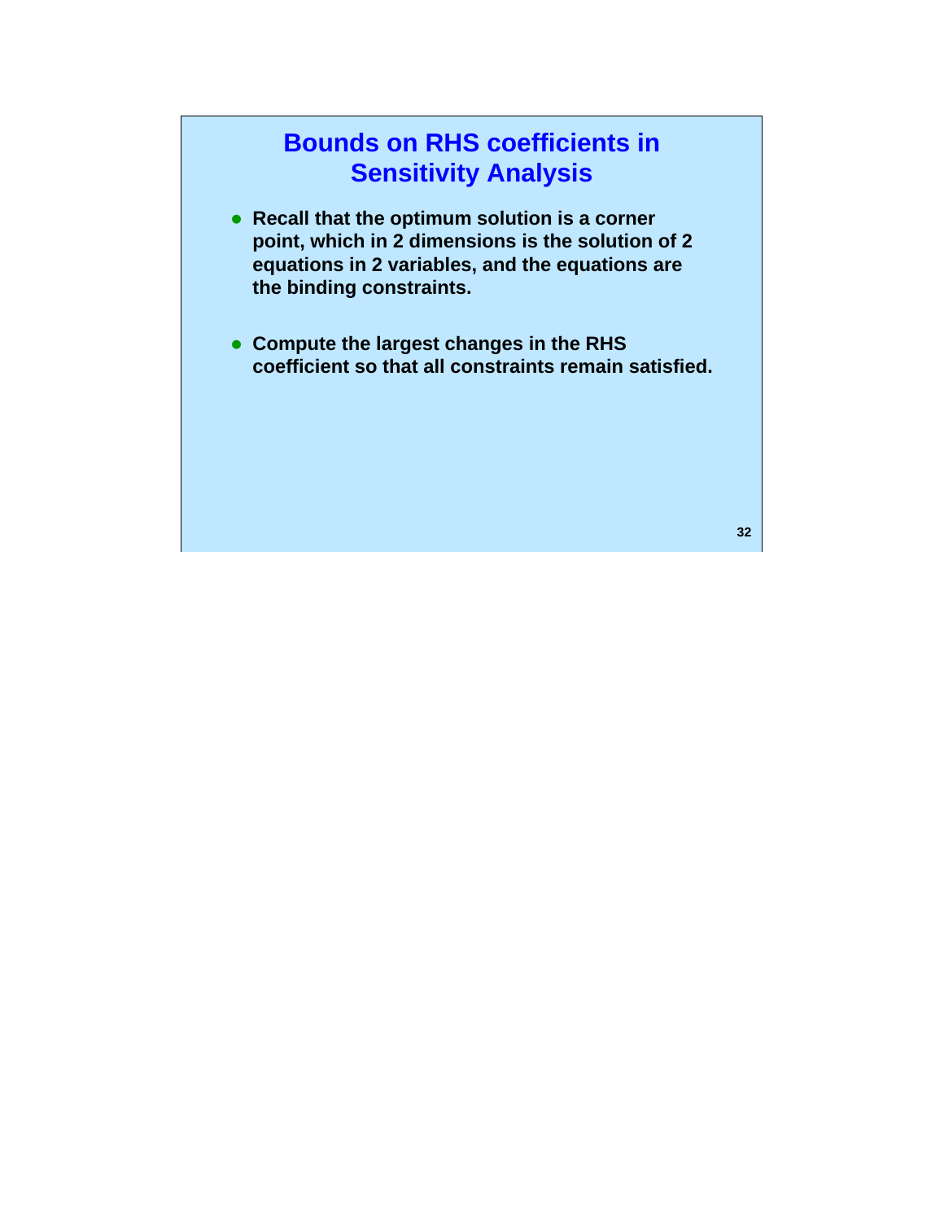# Bounds on RHS coefficients in Sensitivity Analysis

- **Recall that the optimum solution is a corner point, which in 2 dimensions is the solution of 2 equations in 2 variables, and the equations are the binding constraints.**

- **Compute the largest changes in the RHS coefficient so that all constraints remain satisfied.**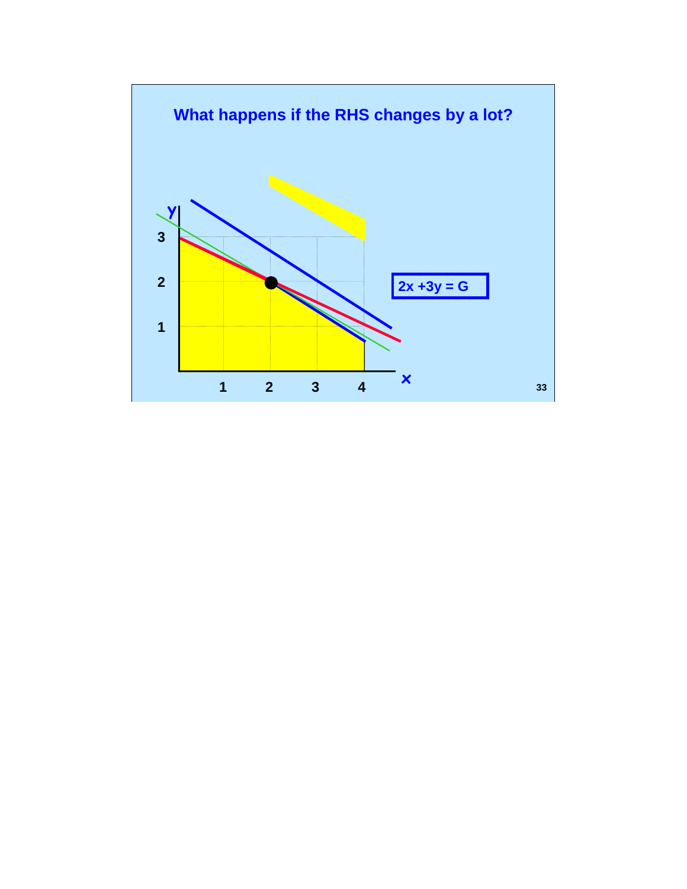# What happens if the RHS changes by a lot?

$2x + 3y = G$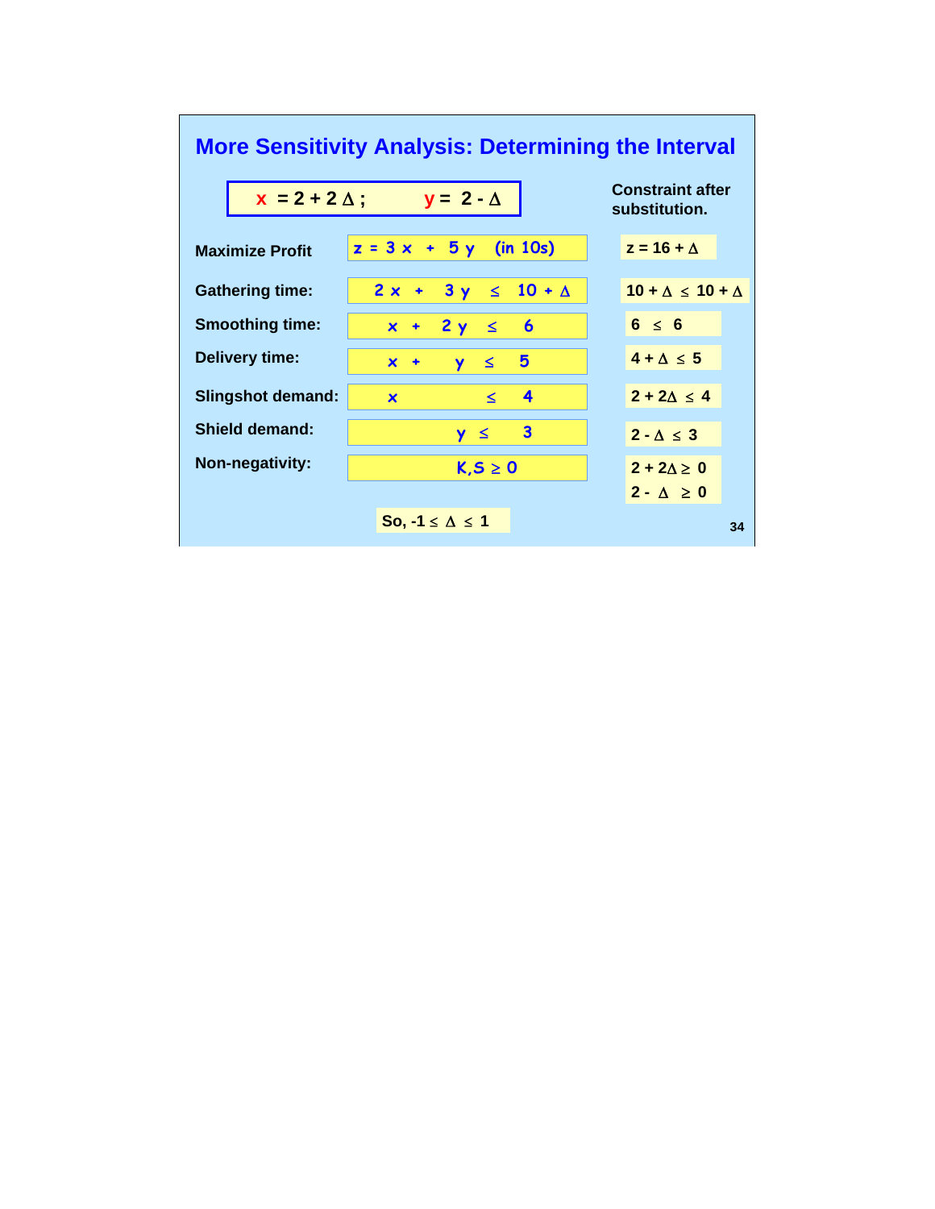# More Sensitivity Analysis: Determining the Interval

$x = 2 + 2\Delta$ ; $y = 2 - \Delta$

| | | Constraint after substitution. |
|---|---|---|
| **Maximize Profit** | $z = 3x + 5y$ (in 10s) | $z = 16 + \Delta$ |
| **Gathering time:** | $2x + 3y \leq 10 + \Delta$ | $10 + \Delta \leq 10 + \Delta$ |
| **Smoothing time:** | $x + 2y \leq 6$ | $6 \leq 6$ |
| **Delivery time:** | $x + y \leq 5$ | $4 + \Delta \leq 5$ |
| **Slingshot demand:** | $x \leq 4$ | $2 + 2\Delta \leq 4$ |
| **Shield demand:** | $y \leq 3$ | $2 - \Delta \leq 3$ |
| **Non-negativity:** | $K, S \geq 0$ | $2 + 2\Delta \geq 0$ <br> $2 - \Delta \geq 0$ |

So, $-1 \leq \Delta \leq 1$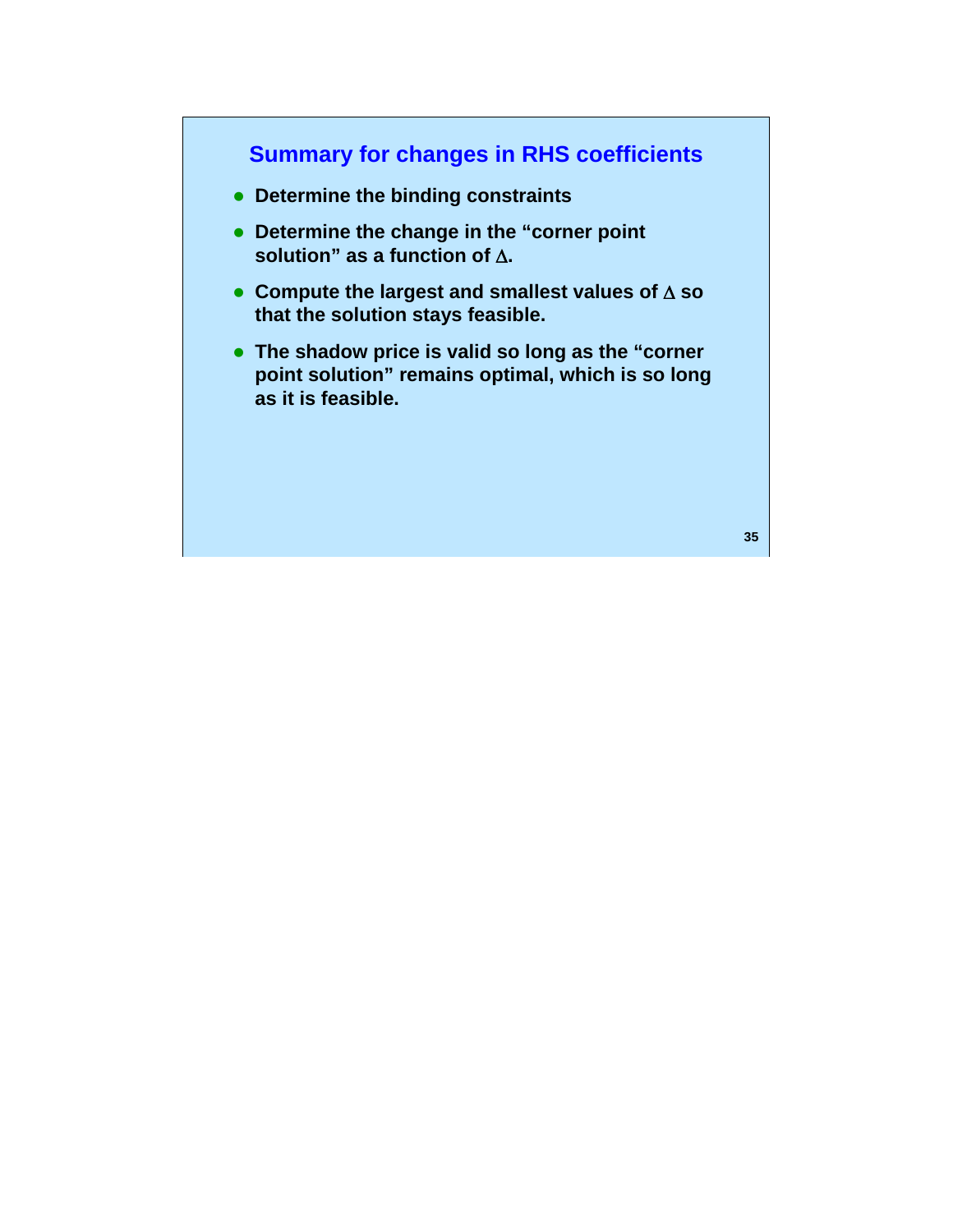## Summary for changes in RHS coefficients

- **Determine the binding constraints**
- **Determine the change in the "corner point solution" as a function of $\Delta$.**
- **Compute the largest and smallest values of $\Delta$ so that the solution stays feasible.**
- **The shadow price is valid so long as the "corner point solution" remains optimal, which is so long as it is feasible.**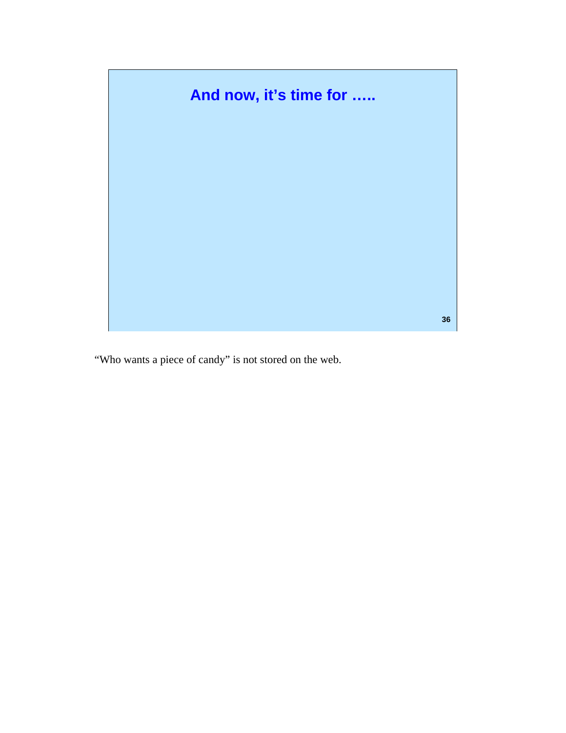## And now, it's time for …..

"Who wants a piece of candy" is not stored on the web.